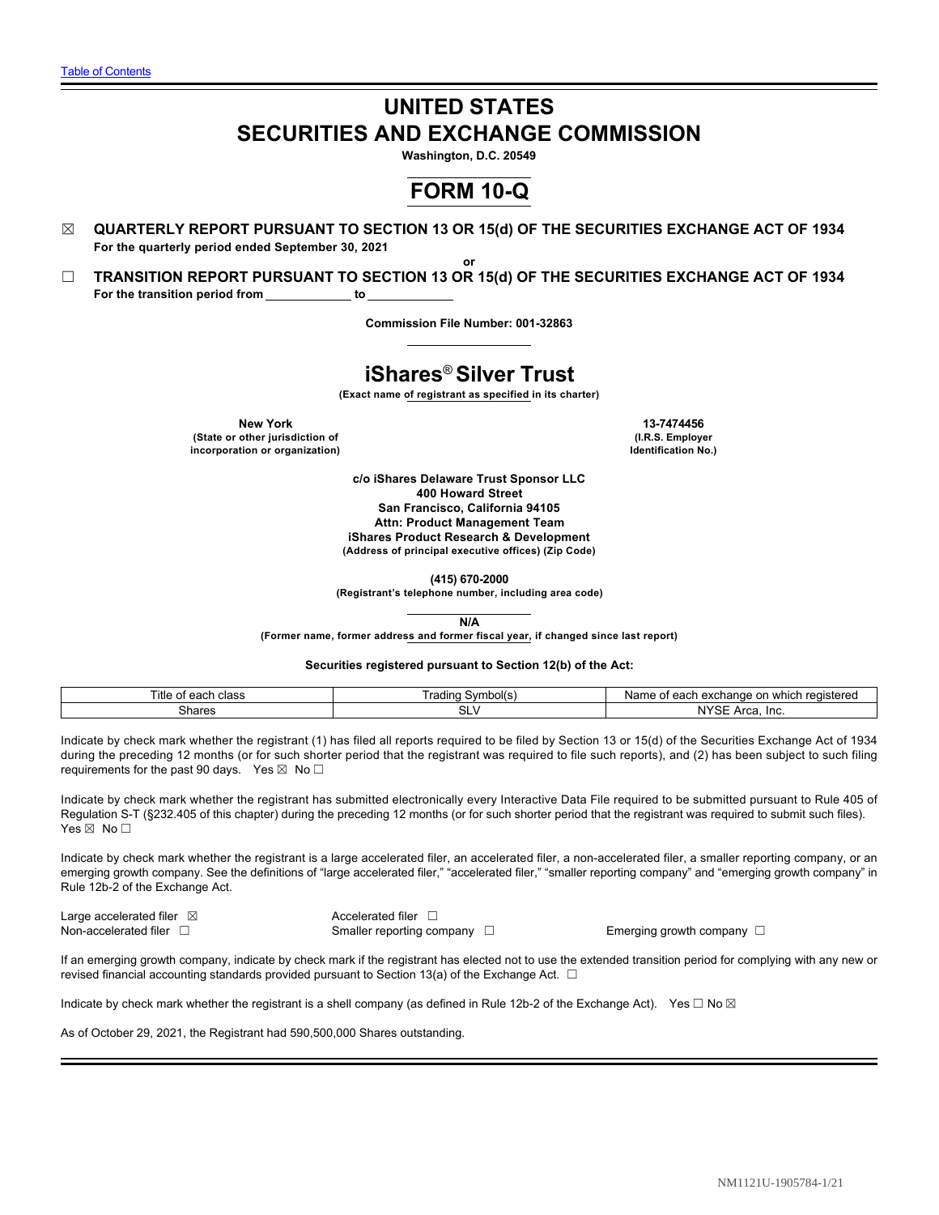Table of Contents

# UNITED STATES
# SECURITIES AND EXCHANGE COMMISSION

**Washington, D.C. 20549**

# FORM 10-Q

☒ **QUARTERLY REPORT PURSUANT TO SECTION 13 OR 15(d) OF THE SECURITIES EXCHANGE ACT OF 1934**
**For the quarterly period ended September 30, 2021**

**or**

☐ **TRANSITION REPORT PURSUANT TO SECTION 13 OR 15(d) OF THE SECURITIES EXCHANGE ACT OF 1934**
**For the transition period from \_\_\_\_\_\_\_\_\_\_\_\_ to \_\_\_\_\_\_\_\_\_\_\_\_**

**Commission File Number: 001-32863**

# iShares® Silver Trust

**(Exact name of registrant as specified in its charter)**

| **New York** | **13-7474456** |
|---|---|
| **(State or other jurisdiction of incorporation or organization)** | **(I.R.S. Employer Identification No.)** |

**c/o iShares Delaware Trust Sponsor LLC**
**400 Howard Street**
**San Francisco, California 94105**
**Attn: Product Management Team**
**iShares Product Research & Development**
**(Address of principal executive offices) (Zip Code)**

**(415) 670-2000**
**(Registrant's telephone number, including area code)**

**N/A**
**(Former name, former address and former fiscal year, if changed since last report)**

**Securities registered pursuant to Section 12(b) of the Act:**

| Title of each class | Trading Symbol(s) | Name of each exchange on which registered |
|---|---|---|
| Shares | SLV | NYSE Arca, Inc. |

Indicate by check mark whether the registrant (1) has filed all reports required to be filed by Section 13 or 15(d) of the Securities Exchange Act of 1934 during the preceding 12 months (or for such shorter period that the registrant was required to file such reports), and (2) has been subject to such filing requirements for the past 90 days. Yes ☒ No ☐

Indicate by check mark whether the registrant has submitted electronically every Interactive Data File required to be submitted pursuant to Rule 405 of Regulation S-T (§232.405 of this chapter) during the preceding 12 months (or for such shorter period that the registrant was required to submit such files). Yes ☒ No ☐

Indicate by check mark whether the registrant is a large accelerated filer, an accelerated filer, a non-accelerated filer, a smaller reporting company, or an emerging growth company. See the definitions of "large accelerated filer," "accelerated filer," "smaller reporting company" and "emerging growth company" in Rule 12b-2 of the Exchange Act.

| | | |
|---|---|---|
| Large accelerated filer ☒ | Accelerated filer ☐ | |
| Non-accelerated filer ☐ | Smaller reporting company ☐ | Emerging growth company ☐ |

If an emerging growth company, indicate by check mark if the registrant has elected not to use the extended transition period for complying with any new or revised financial accounting standards provided pursuant to Section 13(a) of the Exchange Act. ☐

Indicate by check mark whether the registrant is a shell company (as defined in Rule 12b-2 of the Exchange Act). Yes ☐ No ☒

As of October 29, 2021, the Registrant had 590,500,000 Shares outstanding.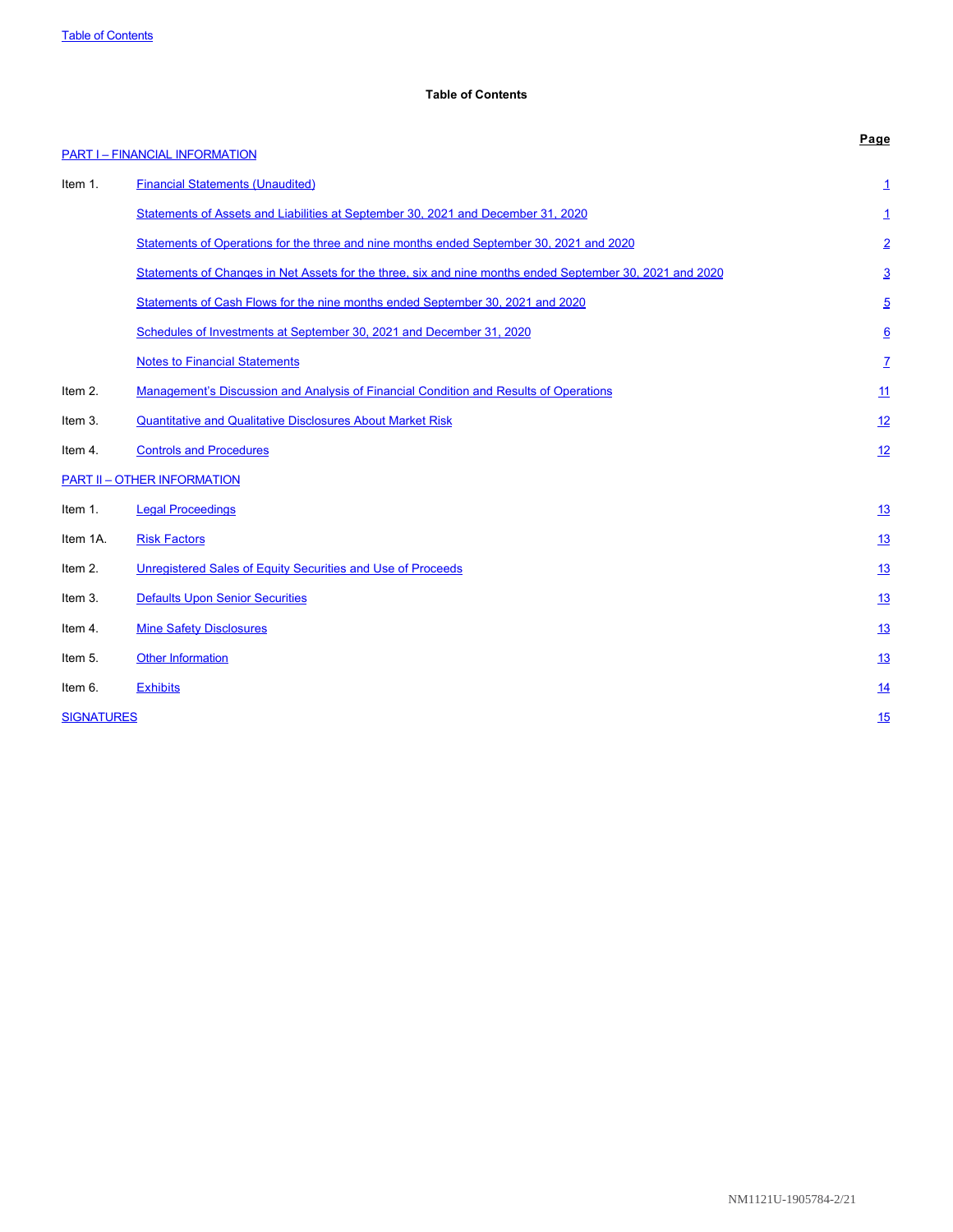## Table of Contents

| | | Page |
|---|---|---|
| PART I – FINANCIAL INFORMATION | | |
| Item 1. | Financial Statements (Unaudited) | 1 |
| | Statements of Assets and Liabilities at September 30, 2021 and December 31, 2020 | 1 |
| | Statements of Operations for the three and nine months ended September 30, 2021 and 2020 | 2 |
| | Statements of Changes in Net Assets for the three, six and nine months ended September 30, 2021 and 2020 | 3 |
| | Statements of Cash Flows for the nine months ended September 30, 2021 and 2020 | 5 |
| | Schedules of Investments at September 30, 2021 and December 31, 2020 | 6 |
| | Notes to Financial Statements | 7 |
| Item 2. | Management's Discussion and Analysis of Financial Condition and Results of Operations | 11 |
| Item 3. | Quantitative and Qualitative Disclosures About Market Risk | 12 |
| Item 4. | Controls and Procedures | 12 |
| PART II – OTHER INFORMATION | | |
| Item 1. | Legal Proceedings | 13 |
| Item 1A. | Risk Factors | 13 |
| Item 2. | Unregistered Sales of Equity Securities and Use of Proceeds | 13 |
| Item 3. | Defaults Upon Senior Securities | 13 |
| Item 4. | Mine Safety Disclosures | 13 |
| Item 5. | Other Information | 13 |
| Item 6. | Exhibits | 14 |
| SIGNATURES | | 15 |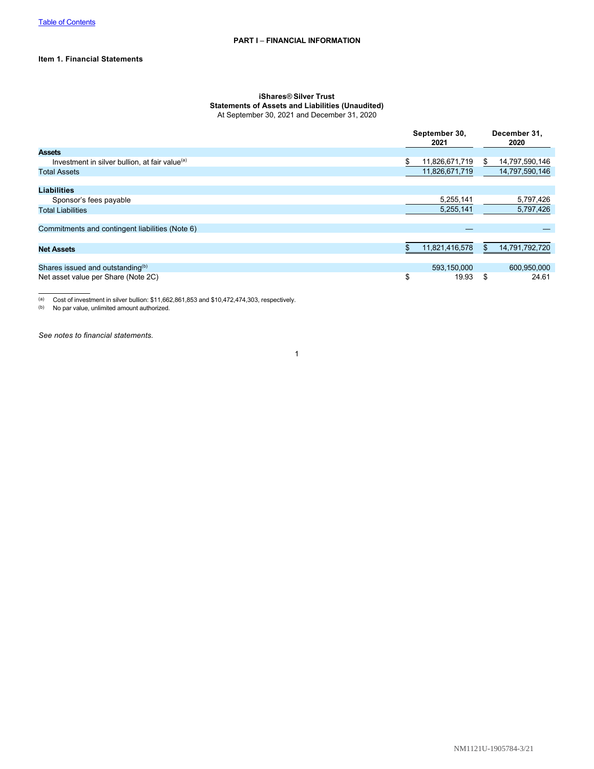Table of Contents

## PART I – FINANCIAL INFORMATION

### Item 1. Financial Statements

**iShares® Silver Trust**
**Statements of Assets and Liabilities (Unaudited)**
At September 30, 2021 and December 31, 2020

| | September 30, 2021 | December 31, 2020 |
|---|---|---|
| **Assets** | | |
| Investment in silver bullion, at fair value[(a)] | $ 11,826,671,719 | $ 14,797,590,146 |
| Total Assets | 11,826,671,719 | 14,797,590,146 |
| **Liabilities** | | |
| Sponsor's fees payable | 5,255,141 | 5,797,426 |
| Total Liabilities | 5,255,141 | 5,797,426 |
| Commitments and contingent liabilities (Note 6) | — | — |
| **Net Assets** | $ 11,821,416,578 | $ 14,791,792,720 |
| Shares issued and outstanding[(b)] | 593,150,000 | 600,950,000 |
| Net asset value per Share (Note 2C) | $ 19.93 | $ 24.61 |

(a) Cost of investment in silver bullion: $11,662,861,853 and $10,472,474,303, respectively.
(b) No par value, unlimited amount authorized.

*See notes to financial statements.*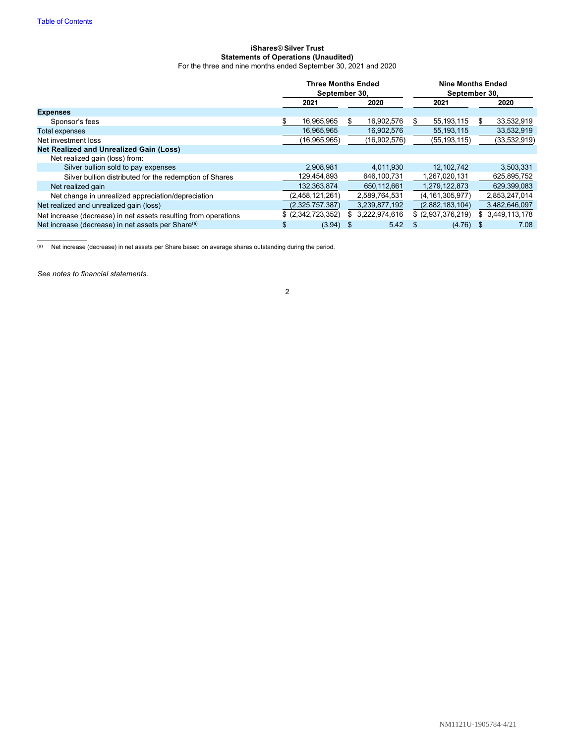[Table of Contents](#)

**iShares® Silver Trust**
**Statements of Operations (Unaudited)**
For the three and nine months ended September 30, 2021 and 2020

| | Three Months Ended September 30, | | Nine Months Ended September 30, | |
|---|---|---|---|---|
| | **2021** | **2020** | **2021** | **2020** |
| **Expenses** | | | | |
| Sponsor's fees | $ 16,965,965 | $ 16,902,576 | $ 55,193,115 | $ 33,532,919 |
| Total expenses | 16,965,965 | 16,902,576 | 55,193,115 | 33,532,919 |
| Net investment loss | (16,965,965) | (16,902,576) | (55,193,115) | (33,532,919) |
| **Net Realized and Unrealized Gain (Loss)** | | | | |
| Net realized gain (loss) from: | | | | |
| Silver bullion sold to pay expenses | 2,908,981 | 4,011,930 | 12,102,742 | 3,503,331 |
| Silver bullion distributed for the redemption of Shares | 129,454,893 | 646,100,731 | 1,267,020,131 | 625,895,752 |
| Net realized gain | 132,363,874 | 650,112,661 | 1,279,122,873 | 629,399,083 |
| Net change in unrealized appreciation/depreciation | (2,458,121,261) | 2,589,764,531 | (4,161,305,977) | 2,853,247,014 |
| Net realized and unrealized gain (loss) | (2,325,757,387) | 3,239,877,192 | (2,882,183,104) | 3,482,646,097 |
| Net increase (decrease) in net assets resulting from operations | $ (2,342,723,352) | $ 3,222,974,616 | $ (2,937,376,219) | $ 3,449,113,178 |
| Net increase (decrease) in net assets per Share[(a)] | $ (3.94) | $ 5.42 | $ (4.76) | $ 7.08 |

(a) Net increase (decrease) in net assets per Share based on average shares outstanding during the period.

*See notes to financial statements.*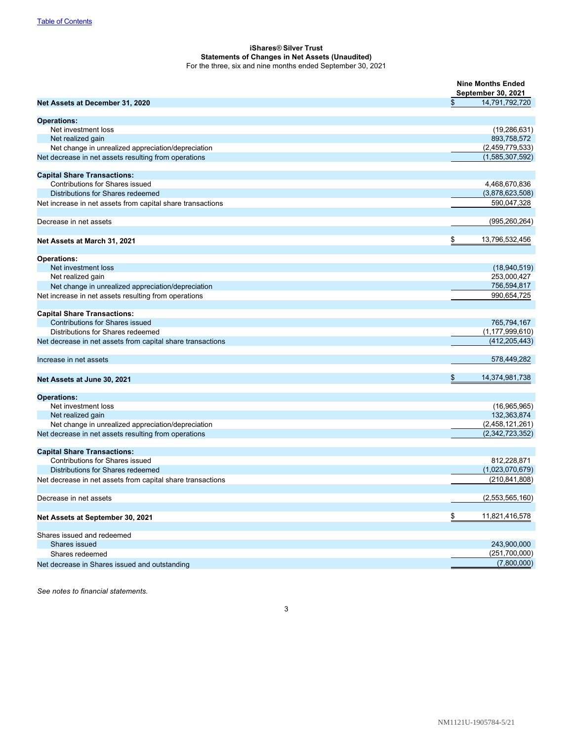[Table of Contents](#)

**iShares® Silver Trust**
**Statements of Changes in Net Assets (Unaudited)**
For the three, six and nine months ended September 30, 2021

| | Nine Months Ended September 30, 2021 |
|---|---|
| **Net Assets at December 31, 2020** | $ 14,791,792,720 |
| | |
| **Operations:** | |
| Net investment loss | (19,286,631) |
| Net realized gain | 893,758,572 |
| Net change in unrealized appreciation/depreciation | (2,459,779,533) |
| Net decrease in net assets resulting from operations | (1,585,307,592) |
| | |
| **Capital Share Transactions:** | |
| Contributions for Shares issued | 4,468,670,836 |
| Distributions for Shares redeemed | (3,878,623,508) |
| Net increase in net assets from capital share transactions | 590,047,328 |
| | |
| Decrease in net assets | (995,260,264) |
| | |
| **Net Assets at March 31, 2021** | $ 13,796,532,456 |
| | |
| **Operations:** | |
| Net investment loss | (18,940,519) |
| Net realized gain | 253,000,427 |
| Net change in unrealized appreciation/depreciation | 756,594,817 |
| Net increase in net assets resulting from operations | 990,654,725 |
| | |
| **Capital Share Transactions:** | |
| Contributions for Shares issued | 765,794,167 |
| Distributions for Shares redeemed | (1,177,999,610) |
| Net decrease in net assets from capital share transactions | (412,205,443) |
| | |
| Increase in net assets | 578,449,282 |
| | |
| **Net Assets at June 30, 2021** | $ 14,374,981,738 |
| | |
| **Operations:** | |
| Net investment loss | (16,965,965) |
| Net realized gain | 132,363,874 |
| Net change in unrealized appreciation/depreciation | (2,458,121,261) |
| Net decrease in net assets resulting from operations | (2,342,723,352) |
| | |
| **Capital Share Transactions:** | |
| Contributions for Shares issued | 812,228,871 |
| Distributions for Shares redeemed | (1,023,070,679) |
| Net decrease in net assets from capital share transactions | (210,841,808) |
| | |
| Decrease in net assets | (2,553,565,160) |
| | |
| **Net Assets at September 30, 2021** | $ 11,821,416,578 |
| | |
| Shares issued and redeemed | |
| Shares issued | 243,900,000 |
| Shares redeemed | (251,700,000) |
| Net decrease in Shares issued and outstanding | (7,800,000) |

*See notes to financial statements.*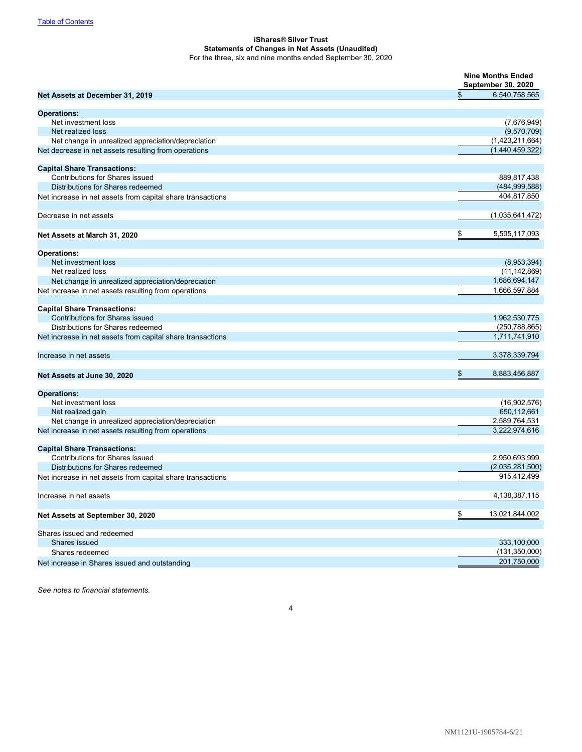[Table of Contents](#)

**iShares® Silver Trust**
**Statements of Changes in Net Assets (Unaudited)**
For the three, six and nine months ended September 30, 2020

| | **Nine Months Ended September 30, 2020** |
|---|---|
| **Net Assets at December 31, 2019** | $ 6,540,758,565 |
| **Operations:** | |
| Net investment loss | (7,676,949) |
| Net realized loss | (9,570,709) |
| Net change in unrealized appreciation/depreciation | (1,423,211,664) |
| Net decrease in net assets resulting from operations | (1,440,459,322) |
| **Capital Share Transactions:** | |
| Contributions for Shares issued | 889,817,438 |
| Distributions for Shares redeemed | (484,999,588) |
| Net increase in net assets from capital share transactions | 404,817,850 |
| Decrease in net assets | (1,035,641,472) |
| **Net Assets at March 31, 2020** | $ 5,505,117,093 |
| **Operations:** | |
| Net investment loss | (8,953,394) |
| Net realized loss | (11,142,869) |
| Net change in unrealized appreciation/depreciation | 1,686,694,147 |
| Net increase in net assets resulting from operations | 1,666,597,884 |
| **Capital Share Transactions:** | |
| Contributions for Shares issued | 1,962,530,775 |
| Distributions for Shares redeemed | (250,788,865) |
| Net increase in net assets from capital share transactions | 1,711,741,910 |
| Increase in net assets | 3,378,339,794 |
| **Net Assets at June 30, 2020** | $ 8,883,456,887 |
| **Operations:** | |
| Net investment loss | (16,902,576) |
| Net realized gain | 650,112,661 |
| Net change in unrealized appreciation/depreciation | 2,589,764,531 |
| Net increase in net assets resulting from operations | 3,222,974,616 |
| **Capital Share Transactions:** | |
| Contributions for Shares issued | 2,950,693,999 |
| Distributions for Shares redeemed | (2,035,281,500) |
| Net increase in net assets from capital share transactions | 915,412,499 |
| Increase in net assets | 4,138,387,115 |
| **Net Assets at September 30, 2020** | $ 13,021,844,002 |
| Shares issued and redeemed | |
| Shares issued | 333,100,000 |
| Shares redeemed | (131,350,000) |
| Net increase in Shares issued and outstanding | 201,750,000 |

*See notes to financial statements.*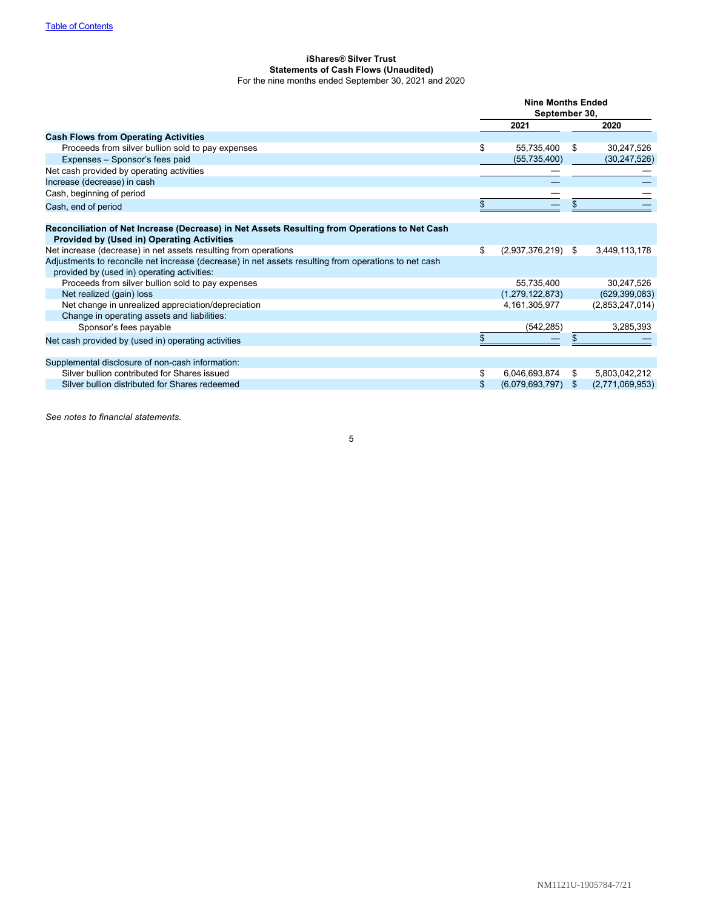[Table of Contents](#)

**iShares® Silver Trust**
**Statements of Cash Flows (Unaudited)**
For the nine months ended September 30, 2021 and 2020

| | Nine Months Ended September 30, | |
|---|---|---|
| | 2021 | 2020 |
| **Cash Flows from Operating Activities** | | |
| Proceeds from silver bullion sold to pay expenses | $ 55,735,400 | $ 30,247,526 |
| Expenses – Sponsor's fees paid | (55,735,400) | (30,247,526) |
| Net cash provided by operating activities | — | — |
| Increase (decrease) in cash | — | — |
| Cash, beginning of period | — | — |
| Cash, end of period | $ — | $ — |
| **Reconciliation of Net Increase (Decrease) in Net Assets Resulting from Operations to Net Cash Provided by (Used in) Operating Activities** | | |
| Net increase (decrease) in net assets resulting from operations | $ (2,937,376,219) | $ 3,449,113,178 |
| Adjustments to reconcile net increase (decrease) in net assets resulting from operations to net cash provided by (used in) operating activities: | | |
| Proceeds from silver bullion sold to pay expenses | 55,735,400 | 30,247,526 |
| Net realized (gain) loss | (1,279,122,873) | (629,399,083) |
| Net change in unrealized appreciation/depreciation | 4,161,305,977 | (2,853,247,014) |
| Change in operating assets and liabilities: | | |
| Sponsor's fees payable | (542,285) | 3,285,393 |
| Net cash provided by (used in) operating activities | $ — | $ — |
| Supplemental disclosure of non-cash information: | | |
| Silver bullion contributed for Shares issued | $ 6,046,693,874 | $ 5,803,042,212 |
| Silver bullion distributed for Shares redeemed | $ (6,079,693,797) | $ (2,771,069,953) |

*See notes to financial statements.*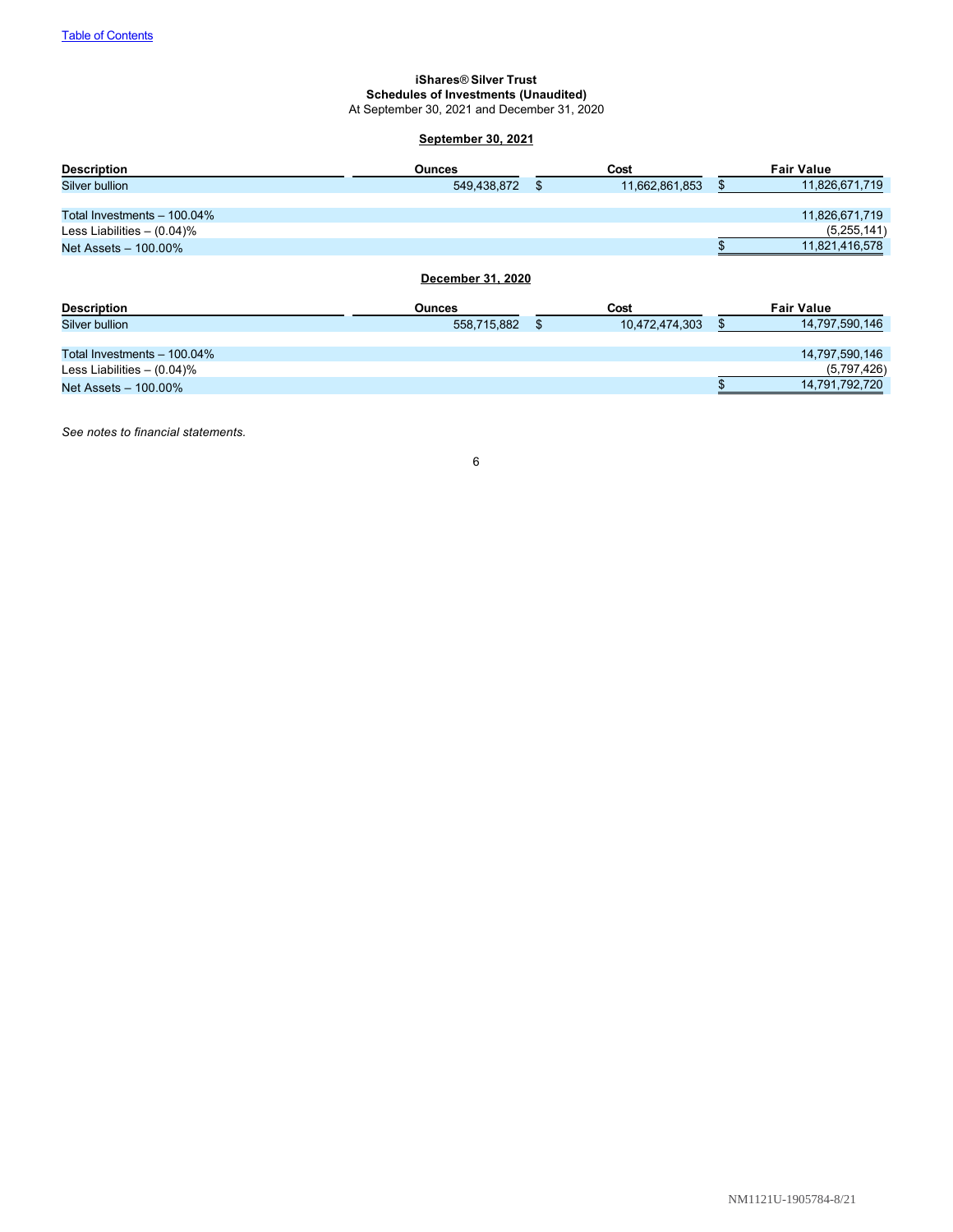[Table of Contents](#)

**iShares® Silver Trust**
**Schedules of Investments (Unaudited)**
At September 30, 2021 and December 31, 2020

**September 30, 2021**

| Description | Ounces | Cost | Fair Value |
|---|---|---|---|
| Silver bullion | 549,438,872 | $ 11,662,861,853 | $ 11,826,671,719 |
| | | | |
| Total Investments – 100.04% | | | 11,826,671,719 |
| Less Liabilities – (0.04)% | | | (5,255,141) |
| Net Assets – 100.00% | | | $ 11,821,416,578 |

**December 31, 2020**

| Description | Ounces | Cost | Fair Value |
|---|---|---|---|
| Silver bullion | 558,715,882 | $ 10,472,474,303 | $ 14,797,590,146 |
| | | | |
| Total Investments – 100.04% | | | 14,797,590,146 |
| Less Liabilities – (0.04)% | | | (5,797,426) |
| Net Assets – 100.00% | | | $ 14,791,792,720 |

*See notes to financial statements.*

NM1121U-1905784-8/21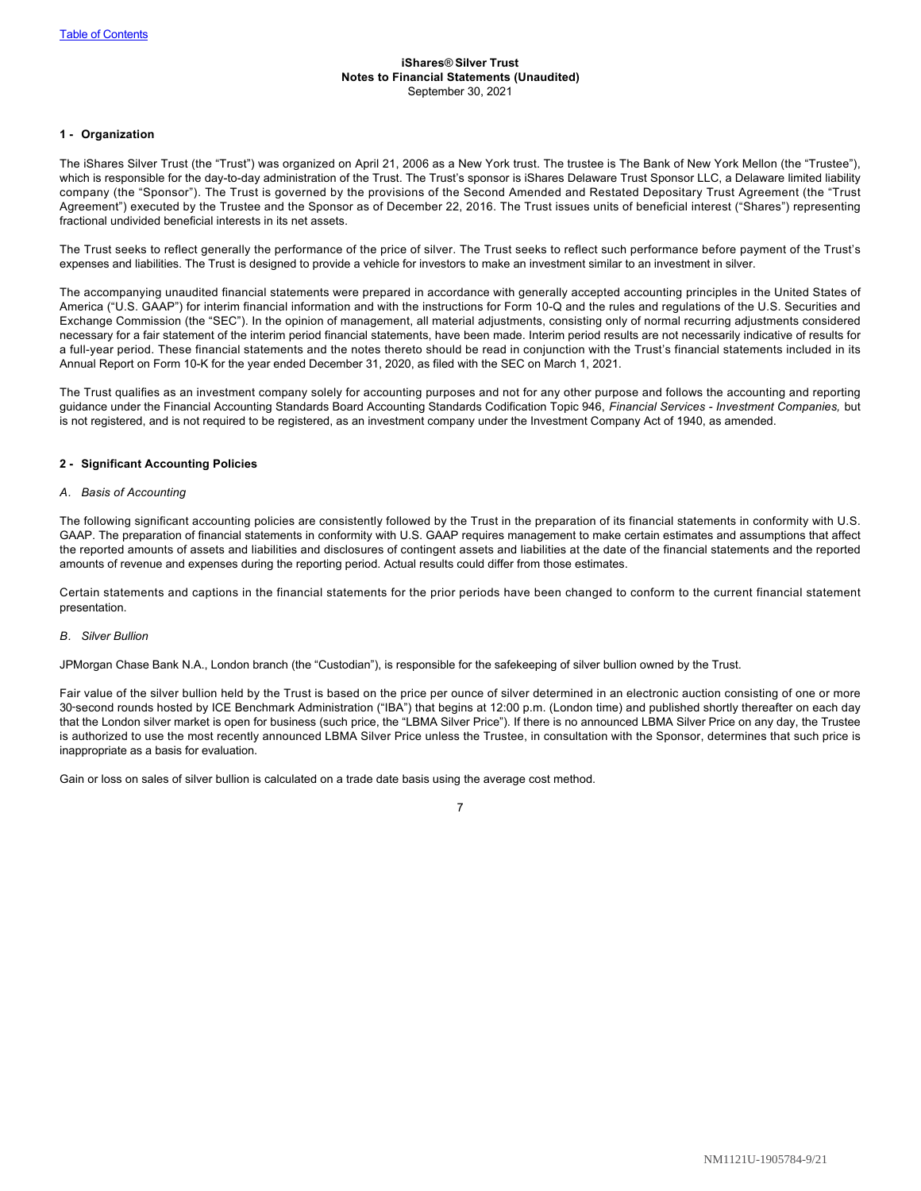# iShares® Silver Trust
## Notes to Financial Statements (Unaudited)
September 30, 2021

### 1 - Organization

The iShares Silver Trust (the "Trust") was organized on April 21, 2006 as a New York trust. The trustee is The Bank of New York Mellon (the "Trustee"), which is responsible for the day-to-day administration of the Trust. The Trust's sponsor is iShares Delaware Trust Sponsor LLC, a Delaware limited liability company (the "Sponsor"). The Trust is governed by the provisions of the Second Amended and Restated Depositary Trust Agreement (the "Trust Agreement") executed by the Trustee and the Sponsor as of December 22, 2016. The Trust issues units of beneficial interest ("Shares") representing fractional undivided beneficial interests in its net assets.

The Trust seeks to reflect generally the performance of the price of silver. The Trust seeks to reflect such performance before payment of the Trust's expenses and liabilities. The Trust is designed to provide a vehicle for investors to make an investment similar to an investment in silver.

The accompanying unaudited financial statements were prepared in accordance with generally accepted accounting principles in the United States of America ("U.S. GAAP") for interim financial information and with the instructions for Form 10-Q and the rules and regulations of the U.S. Securities and Exchange Commission (the "SEC"). In the opinion of management, all material adjustments, consisting only of normal recurring adjustments considered necessary for a fair statement of the interim period financial statements, have been made. Interim period results are not necessarily indicative of results for a full-year period. These financial statements and the notes thereto should be read in conjunction with the Trust's financial statements included in its Annual Report on Form 10-K for the year ended December 31, 2020, as filed with the SEC on March 1, 2021.

The Trust qualifies as an investment company solely for accounting purposes and not for any other purpose and follows the accounting and reporting guidance under the Financial Accounting Standards Board Accounting Standards Codification Topic 946, *Financial Services - Investment Companies,* but is not registered, and is not required to be registered, as an investment company under the Investment Company Act of 1940, as amended.

### 2 - Significant Accounting Policies

*A. Basis of Accounting*

The following significant accounting policies are consistently followed by the Trust in the preparation of its financial statements in conformity with U.S. GAAP. The preparation of financial statements in conformity with U.S. GAAP requires management to make certain estimates and assumptions that affect the reported amounts of assets and liabilities and disclosures of contingent assets and liabilities at the date of the financial statements and the reported amounts of revenue and expenses during the reporting period. Actual results could differ from those estimates.

Certain statements and captions in the financial statements for the prior periods have been changed to conform to the current financial statement presentation.

*B. Silver Bullion*

JPMorgan Chase Bank N.A., London branch (the "Custodian"), is responsible for the safekeeping of silver bullion owned by the Trust.

Fair value of the silver bullion held by the Trust is based on the price per ounce of silver determined in an electronic auction consisting of one or more 30-second rounds hosted by ICE Benchmark Administration ("IBA") that begins at 12:00 p.m. (London time) and published shortly thereafter on each day that the London silver market is open for business (such price, the "LBMA Silver Price"). If there is no announced LBMA Silver Price on any day, the Trustee is authorized to use the most recently announced LBMA Silver Price unless the Trustee, in consultation with the Sponsor, determines that such price is inappropriate as a basis for evaluation.

Gain or loss on sales of silver bullion is calculated on a trade date basis using the average cost method.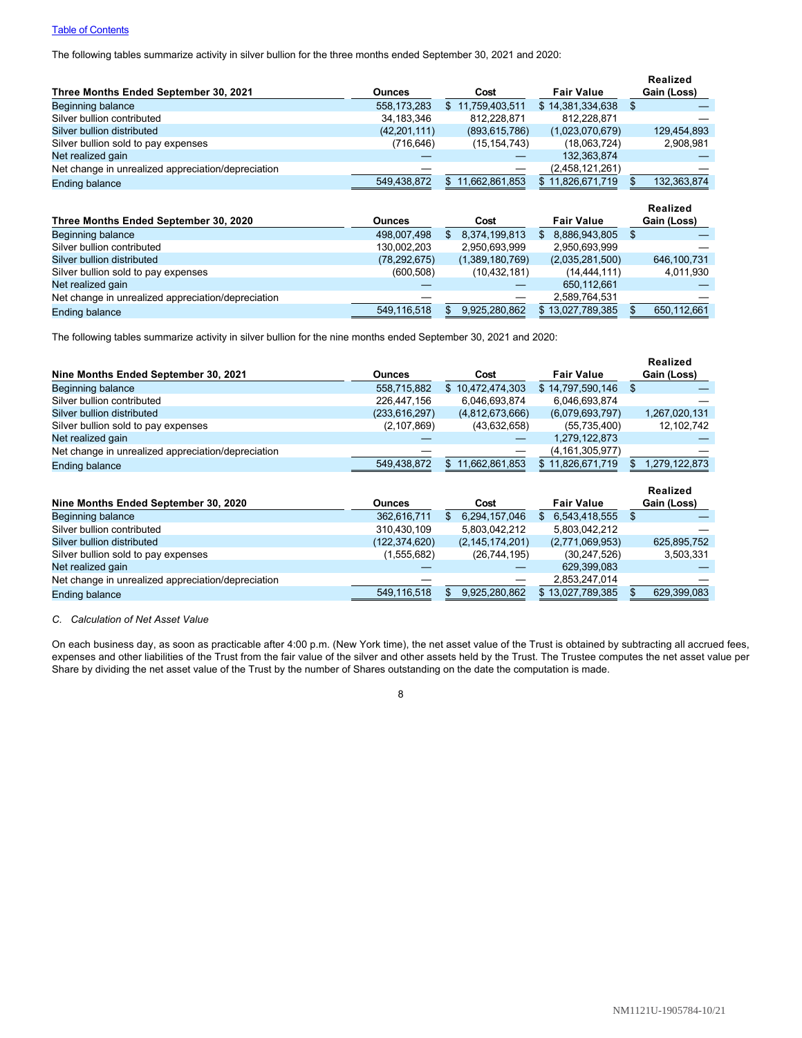The following tables summarize activity in silver bullion for the three months ended September 30, 2021 and 2020:

| Three Months Ended September 30, 2021 | Ounces | Cost | Fair Value | Realized Gain (Loss) |
|---|---|---|---|---|
| Beginning balance | 558,173,283 | $ 11,759,403,511 | $ 14,381,334,638 | $ — |
| Silver bullion contributed | 34,183,346 | 812,228,871 | 812,228,871 | — |
| Silver bullion distributed | (42,201,111) | (893,615,786) | (1,023,070,679) | 129,454,893 |
| Silver bullion sold to pay expenses | (716,646) | (15,154,743) | (18,063,724) | 2,908,981 |
| Net realized gain | — | — | 132,363,874 | — |
| Net change in unrealized appreciation/depreciation | — | — | (2,458,121,261) | — |
| Ending balance | 549,438,872 | $ 11,662,861,853 | $ 11,826,671,719 | $ 132,363,874 |

| Three Months Ended September 30, 2020 | Ounces | Cost | Fair Value | Realized Gain (Loss) |
|---|---|---|---|---|
| Beginning balance | 498,007,498 | $ 8,374,199,813 | $ 8,886,943,805 | $ — |
| Silver bullion contributed | 130,002,203 | 2,950,693,999 | 2,950,693,999 | — |
| Silver bullion distributed | (78,292,675) | (1,389,180,769) | (2,035,281,500) | 646,100,731 |
| Silver bullion sold to pay expenses | (600,508) | (10,432,181) | (14,444,111) | 4,011,930 |
| Net realized gain | — | — | 650,112,661 | — |
| Net change in unrealized appreciation/depreciation | — | — | 2,589,764,531 | — |
| Ending balance | 549,116,518 | $ 9,925,280,862 | $ 13,027,789,385 | $ 650,112,661 |

The following tables summarize activity in silver bullion for the nine months ended September 30, 2021 and 2020:

| Nine Months Ended September 30, 2021 | Ounces | Cost | Fair Value | Realized Gain (Loss) |
|---|---|---|---|---|
| Beginning balance | 558,715,882 | $ 10,472,474,303 | $ 14,797,590,146 | $ — |
| Silver bullion contributed | 226,447,156 | 6,046,693,874 | 6,046,693,874 | — |
| Silver bullion distributed | (233,616,297) | (4,812,673,666) | (6,079,693,797) | 1,267,020,131 |
| Silver bullion sold to pay expenses | (2,107,869) | (43,632,658) | (55,735,400) | 12,102,742 |
| Net realized gain | — | — | 1,279,122,873 | — |
| Net change in unrealized appreciation/depreciation | — | — | (4,161,305,977) | — |
| Ending balance | 549,438,872 | $ 11,662,861,853 | $ 11,826,671,719 | $ 1,279,122,873 |

| Nine Months Ended September 30, 2020 | Ounces | Cost | Fair Value | Realized Gain (Loss) |
|---|---|---|---|---|
| Beginning balance | 362,616,711 | $ 6,294,157,046 | $ 6,543,418,555 | $ — |
| Silver bullion contributed | 310,430,109 | 5,803,042,212 | 5,803,042,212 | — |
| Silver bullion distributed | (122,374,620) | (2,145,174,201) | (2,771,069,953) | 625,895,752 |
| Silver bullion sold to pay expenses | (1,555,682) | (26,744,195) | (30,247,526) | 3,503,331 |
| Net realized gain | — | — | 629,399,083 | — |
| Net change in unrealized appreciation/depreciation | — | — | 2,853,247,014 | — |
| Ending balance | 549,116,518 | $ 9,925,280,862 | $ 13,027,789,385 | $ 629,399,083 |

*C. Calculation of Net Asset Value*

On each business day, as soon as practicable after 4:00 p.m. (New York time), the net asset value of the Trust is obtained by subtracting all accrued fees, expenses and other liabilities of the Trust from the fair value of the silver and other assets held by the Trust. The Trustee computes the net asset value per Share by dividing the net asset value of the Trust by the number of Shares outstanding on the date the computation is made.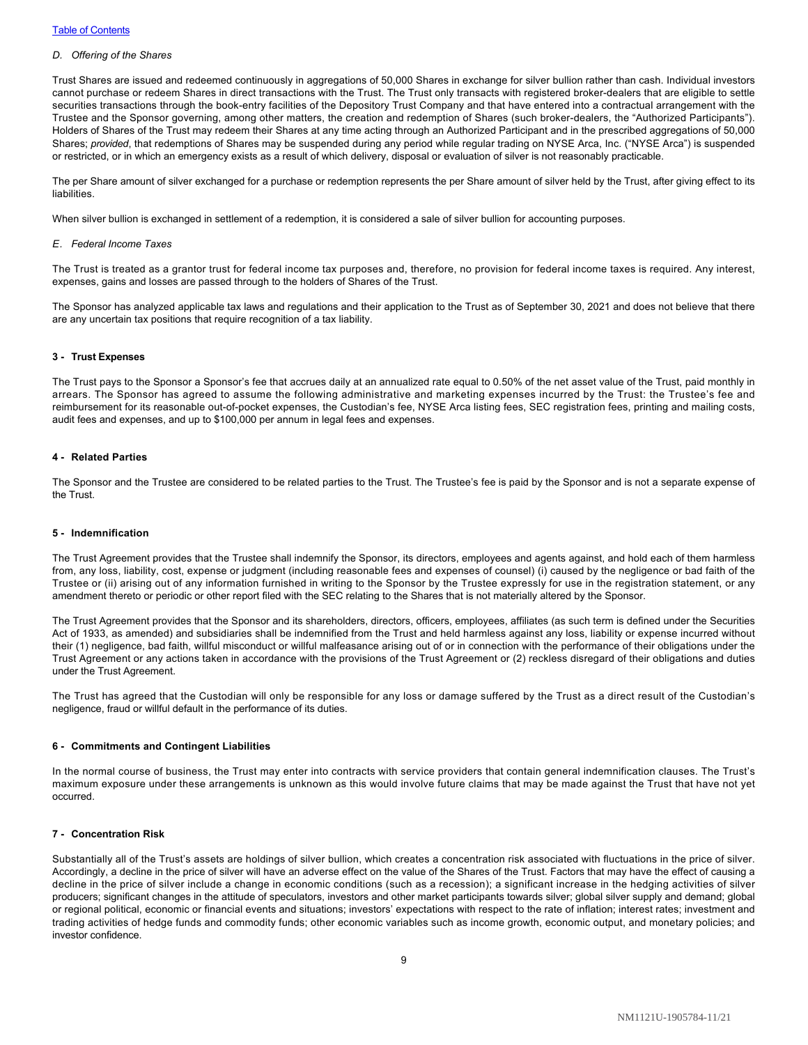*D. Offering of the Shares*

Trust Shares are issued and redeemed continuously in aggregations of 50,000 Shares in exchange for silver bullion rather than cash. Individual investors cannot purchase or redeem Shares in direct transactions with the Trust. The Trust only transacts with registered broker-dealers that are eligible to settle securities transactions through the book-entry facilities of the Depository Trust Company and that have entered into a contractual arrangement with the Trustee and the Sponsor governing, among other matters, the creation and redemption of Shares (such broker-dealers, the "Authorized Participants"). Holders of Shares of the Trust may redeem their Shares at any time acting through an Authorized Participant and in the prescribed aggregations of 50,000 Shares; *provided*, that redemptions of Shares may be suspended during any period while regular trading on NYSE Arca, Inc. ("NYSE Arca") is suspended or restricted, or in which an emergency exists as a result of which delivery, disposal or evaluation of silver is not reasonably practicable.

The per Share amount of silver exchanged for a purchase or redemption represents the per Share amount of silver held by the Trust, after giving effect to its liabilities.

When silver bullion is exchanged in settlement of a redemption, it is considered a sale of silver bullion for accounting purposes.

*E. Federal Income Taxes*

The Trust is treated as a grantor trust for federal income tax purposes and, therefore, no provision for federal income taxes is required. Any interest, expenses, gains and losses are passed through to the holders of Shares of the Trust.

The Sponsor has analyzed applicable tax laws and regulations and their application to the Trust as of September 30, 2021 and does not believe that there are any uncertain tax positions that require recognition of a tax liability.

**3 - Trust Expenses**

The Trust pays to the Sponsor a Sponsor's fee that accrues daily at an annualized rate equal to 0.50% of the net asset value of the Trust, paid monthly in arrears. The Sponsor has agreed to assume the following administrative and marketing expenses incurred by the Trust: the Trustee's fee and reimbursement for its reasonable out-of-pocket expenses, the Custodian's fee, NYSE Arca listing fees, SEC registration fees, printing and mailing costs, audit fees and expenses, and up to $100,000 per annum in legal fees and expenses.

**4 - Related Parties**

The Sponsor and the Trustee are considered to be related parties to the Trust. The Trustee's fee is paid by the Sponsor and is not a separate expense of the Trust.

**5 - Indemnification**

The Trust Agreement provides that the Trustee shall indemnify the Sponsor, its directors, employees and agents against, and hold each of them harmless from, any loss, liability, cost, expense or judgment (including reasonable fees and expenses of counsel) (i) caused by the negligence or bad faith of the Trustee or (ii) arising out of any information furnished in writing to the Sponsor by the Trustee expressly for use in the registration statement, or any amendment thereto or periodic or other report filed with the SEC relating to the Shares that is not materially altered by the Sponsor.

The Trust Agreement provides that the Sponsor and its shareholders, directors, officers, employees, affiliates (as such term is defined under the Securities Act of 1933, as amended) and subsidiaries shall be indemnified from the Trust and held harmless against any loss, liability or expense incurred without their (1) negligence, bad faith, willful misconduct or willful malfeasance arising out of or in connection with the performance of their obligations under the Trust Agreement or any actions taken in accordance with the provisions of the Trust Agreement or (2) reckless disregard of their obligations and duties under the Trust Agreement.

The Trust has agreed that the Custodian will only be responsible for any loss or damage suffered by the Trust as a direct result of the Custodian's negligence, fraud or willful default in the performance of its duties.

**6 - Commitments and Contingent Liabilities**

In the normal course of business, the Trust may enter into contracts with service providers that contain general indemnification clauses. The Trust's maximum exposure under these arrangements is unknown as this would involve future claims that may be made against the Trust that have not yet occurred.

**7 - Concentration Risk**

Substantially all of the Trust's assets are holdings of silver bullion, which creates a concentration risk associated with fluctuations in the price of silver. Accordingly, a decline in the price of silver will have an adverse effect on the value of the Shares of the Trust. Factors that may have the effect of causing a decline in the price of silver include a change in economic conditions (such as a recession); a significant increase in the hedging activities of silver producers; significant changes in the attitude of speculators, investors and other market participants towards silver; global silver supply and demand; global or regional political, economic or financial events and situations; investors' expectations with respect to the rate of inflation; interest rates; investment and trading activities of hedge funds and commodity funds; other economic variables such as income growth, economic output, and monetary policies; and investor confidence.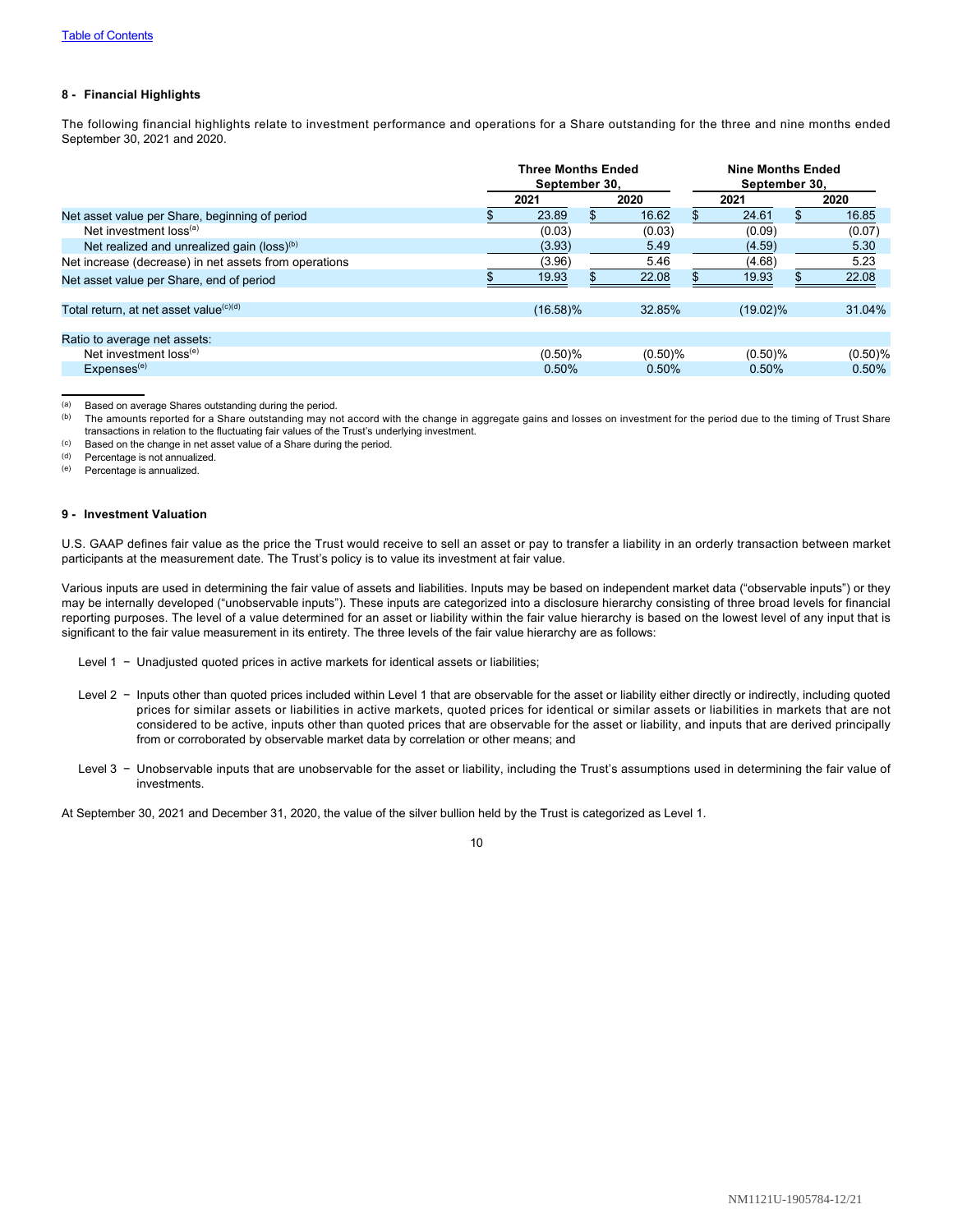[Table of Contents](#)

## 8 - Financial Highlights

The following financial highlights relate to investment performance and operations for a Share outstanding for the three and nine months ended September 30, 2021 and 2020.

| | Three Months Ended September 30, | | Nine Months Ended September 30, | |
|---|---|---|---|---|
| | 2021 | 2020 | 2021 | 2020 |
| Net asset value per Share, beginning of period | $ 23.89 | $ 16.62 | $ 24.61 | $ 16.85 |
| Net investment loss[(a)] | (0.03) | (0.03) | (0.09) | (0.07) |
| Net realized and unrealized gain (loss)[(b)] | (3.93) | 5.49 | (4.59) | 5.30 |
| Net increase (decrease) in net assets from operations | (3.96) | 5.46 | (4.68) | 5.23 |
| Net asset value per Share, end of period | $ 19.93 | $ 22.08 | $ 19.93 | $ 22.08 |
| Total return, at net asset value[(c)(d)] | (16.58)% | 32.85% | (19.02)% | 31.04% |
| Ratio to average net assets: | | | | |
| Net investment loss[(e)] | (0.50)% | (0.50)% | (0.50)% | (0.50)% |
| Expenses[(e)] | 0.50% | 0.50% | 0.50% | 0.50% |

(a) Based on average Shares outstanding during the period.
(b) The amounts reported for a Share outstanding may not accord with the change in aggregate gains and losses on investment for the period due to the timing of Trust Share transactions in relation to the fluctuating fair values of the Trust's underlying investment.
(c) Based on the change in net asset value of a Share during the period.
(d) Percentage is not annualized.
(e) Percentage is annualized.

## 9 - Investment Valuation

U.S. GAAP defines fair value as the price the Trust would receive to sell an asset or pay to transfer a liability in an orderly transaction between market participants at the measurement date. The Trust's policy is to value its investment at fair value.

Various inputs are used in determining the fair value of assets and liabilities. Inputs may be based on independent market data ("observable inputs") or they may be internally developed ("unobservable inputs"). These inputs are categorized into a disclosure hierarchy consisting of three broad levels for financial reporting purposes. The level of a value determined for an asset or liability within the fair value hierarchy is based on the lowest level of any input that is significant to the fair value measurement in its entirety. The three levels of the fair value hierarchy are as follows:

- Level 1 − Unadjusted quoted prices in active markets for identical assets or liabilities;
- Level 2 − Inputs other than quoted prices included within Level 1 that are observable for the asset or liability either directly or indirectly, including quoted prices for similar assets or liabilities in active markets, quoted prices for identical or similar assets or liabilities in markets that are not considered to be active, inputs other than quoted prices that are observable for the asset or liability, and inputs that are derived principally from or corroborated by observable market data by correlation or other means; and
- Level 3 − Unobservable inputs that are unobservable for the asset or liability, including the Trust's assumptions used in determining the fair value of investments.

At September 30, 2021 and December 31, 2020, the value of the silver bullion held by the Trust is categorized as Level 1.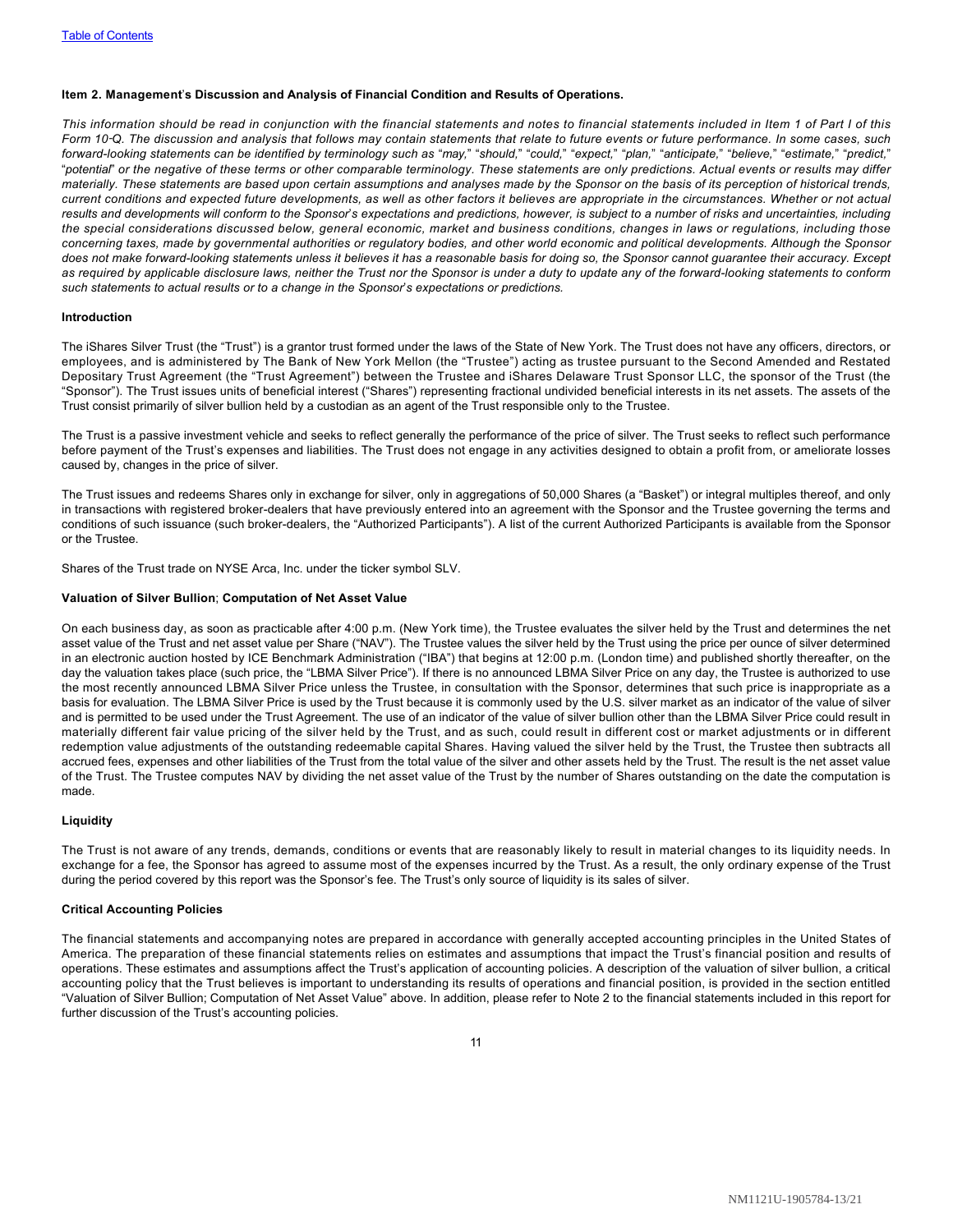## Item 2. Management's Discussion and Analysis of Financial Condition and Results of Operations.

*This information should be read in conjunction with the financial statements and notes to financial statements included in Item 1 of Part I of this Form 10-Q. The discussion and analysis that follows may contain statements that relate to future events or future performance. In some cases, such forward-looking statements can be identified by terminology such as "may," "should," "could," "expect," "plan," "anticipate," "believe," "estimate," "predict," "potential" or the negative of these terms or other comparable terminology. These statements are only predictions. Actual events or results may differ materially. These statements are based upon certain assumptions and analyses made by the Sponsor on the basis of its perception of historical trends, current conditions and expected future developments, as well as other factors it believes are appropriate in the circumstances. Whether or not actual results and developments will conform to the Sponsor's expectations and predictions, however, is subject to a number of risks and uncertainties, including the special considerations discussed below, general economic, market and business conditions, changes in laws or regulations, including those concerning taxes, made by governmental authorities or regulatory bodies, and other world economic and political developments. Although the Sponsor does not make forward-looking statements unless it believes it has a reasonable basis for doing so, the Sponsor cannot guarantee their accuracy. Except as required by applicable disclosure laws, neither the Trust nor the Sponsor is under a duty to update any of the forward-looking statements to conform such statements to actual results or to a change in the Sponsor's expectations or predictions.*

### Introduction

The iShares Silver Trust (the "Trust") is a grantor trust formed under the laws of the State of New York. The Trust does not have any officers, directors, or employees, and is administered by The Bank of New York Mellon (the "Trustee") acting as trustee pursuant to the Second Amended and Restated Depositary Trust Agreement (the "Trust Agreement") between the Trustee and iShares Delaware Trust Sponsor LLC, the sponsor of the Trust (the "Sponsor"). The Trust issues units of beneficial interest ("Shares") representing fractional undivided beneficial interests in its net assets. The assets of the Trust consist primarily of silver bullion held by a custodian as an agent of the Trust responsible only to the Trustee.

The Trust is a passive investment vehicle and seeks to reflect generally the performance of the price of silver. The Trust seeks to reflect such performance before payment of the Trust's expenses and liabilities. The Trust does not engage in any activities designed to obtain a profit from, or ameliorate losses caused by, changes in the price of silver.

The Trust issues and redeems Shares only in exchange for silver, only in aggregations of 50,000 Shares (a "Basket") or integral multiples thereof, and only in transactions with registered broker-dealers that have previously entered into an agreement with the Sponsor and the Trustee governing the terms and conditions of such issuance (such broker-dealers, the "Authorized Participants"). A list of the current Authorized Participants is available from the Sponsor or the Trustee.

Shares of the Trust trade on NYSE Arca, Inc. under the ticker symbol SLV.

### Valuation of Silver Bullion; Computation of Net Asset Value

On each business day, as soon as practicable after 4:00 p.m. (New York time), the Trustee evaluates the silver held by the Trust and determines the net asset value of the Trust and net asset value per Share ("NAV"). The Trustee values the silver held by the Trust using the price per ounce of silver determined in an electronic auction hosted by ICE Benchmark Administration ("IBA") that begins at 12:00 p.m. (London time) and published shortly thereafter, on the day the valuation takes place (such price, the "LBMA Silver Price"). If there is no announced LBMA Silver Price on any day, the Trustee is authorized to use the most recently announced LBMA Silver Price unless the Trustee, in consultation with the Sponsor, determines that such price is inappropriate as a basis for evaluation. The LBMA Silver Price is used by the Trust because it is commonly used by the U.S. silver market as an indicator of the value of silver and is permitted to be used under the Trust Agreement. The use of an indicator of the value of silver bullion other than the LBMA Silver Price could result in materially different fair value pricing of the silver held by the Trust, and as such, could result in different cost or market adjustments or in different redemption value adjustments of the outstanding redeemable capital Shares. Having valued the silver held by the Trust, the Trustee then subtracts all accrued fees, expenses and other liabilities of the Trust from the total value of the silver and other assets held by the Trust. The result is the net asset value of the Trust. The Trustee computes NAV by dividing the net asset value of the Trust by the number of Shares outstanding on the date the computation is made.

### Liquidity

The Trust is not aware of any trends, demands, conditions or events that are reasonably likely to result in material changes to its liquidity needs. In exchange for a fee, the Sponsor has agreed to assume most of the expenses incurred by the Trust. As a result, the only ordinary expense of the Trust during the period covered by this report was the Sponsor's fee. The Trust's only source of liquidity is its sales of silver.

### Critical Accounting Policies

The financial statements and accompanying notes are prepared in accordance with generally accepted accounting principles in the United States of America. The preparation of these financial statements relies on estimates and assumptions that impact the Trust's financial position and results of operations. These estimates and assumptions affect the Trust's application of accounting policies. A description of the valuation of silver bullion, a critical accounting policy that the Trust believes is important to understanding its results of operations and financial position, is provided in the section entitled "Valuation of Silver Bullion; Computation of Net Asset Value" above. In addition, please refer to Note 2 to the financial statements included in this report for further discussion of the Trust's accounting policies.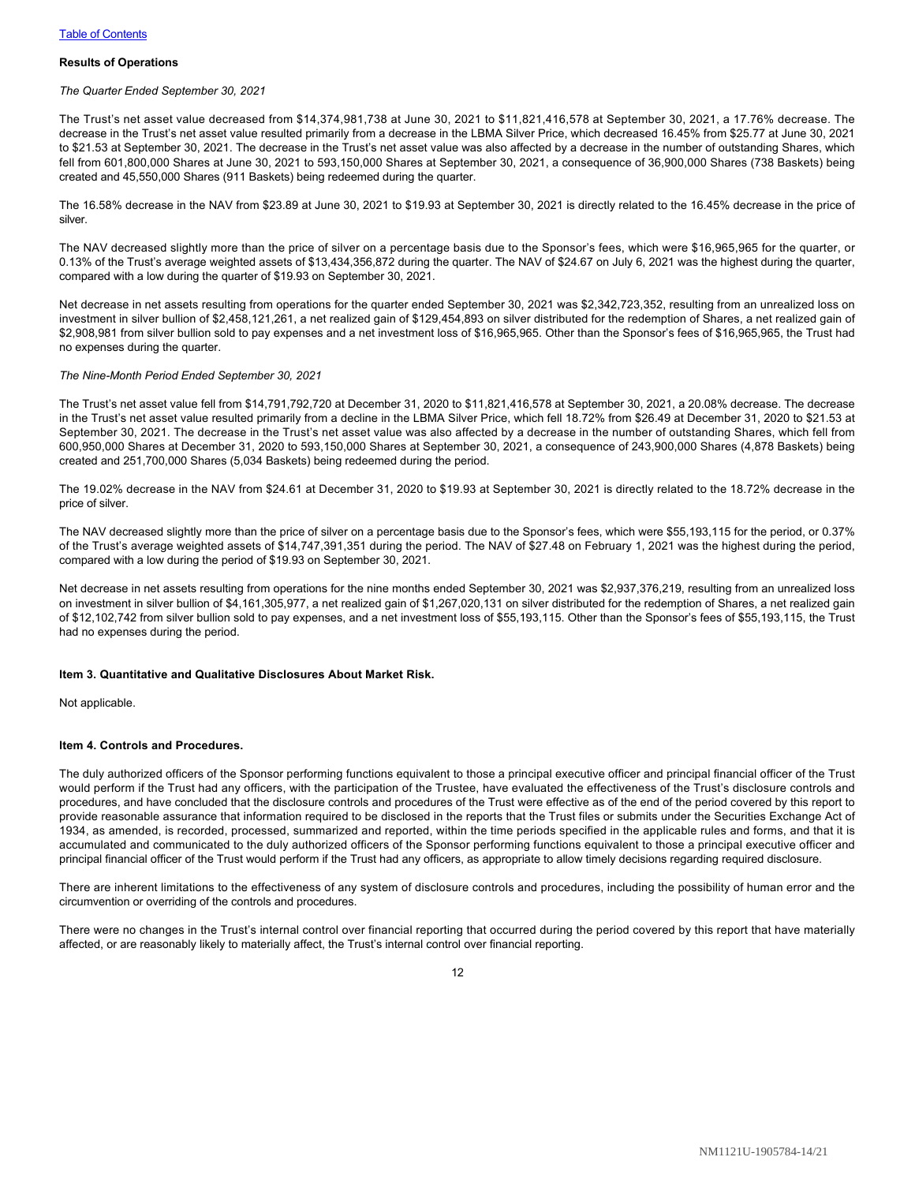**Results of Operations**

*The Quarter Ended September 30, 2021*

The Trust's net asset value decreased from $14,374,981,738 at June 30, 2021 to $11,821,416,578 at September 30, 2021, a 17.76% decrease. The decrease in the Trust's net asset value resulted primarily from a decrease in the LBMA Silver Price, which decreased 16.45% from $25.77 at June 30, 2021 to $21.53 at September 30, 2021. The decrease in the Trust's net asset value was also affected by a decrease in the number of outstanding Shares, which fell from 601,800,000 Shares at June 30, 2021 to 593,150,000 Shares at September 30, 2021, a consequence of 36,900,000 Shares (738 Baskets) being created and 45,550,000 Shares (911 Baskets) being redeemed during the quarter.

The 16.58% decrease in the NAV from $23.89 at June 30, 2021 to $19.93 at September 30, 2021 is directly related to the 16.45% decrease in the price of silver.

The NAV decreased slightly more than the price of silver on a percentage basis due to the Sponsor's fees, which were $16,965,965 for the quarter, or 0.13% of the Trust's average weighted assets of $13,434,356,872 during the quarter. The NAV of $24.67 on July 6, 2021 was the highest during the quarter, compared with a low during the quarter of $19.93 on September 30, 2021.

Net decrease in net assets resulting from operations for the quarter ended September 30, 2021 was $2,342,723,352, resulting from an unrealized loss on investment in silver bullion of $2,458,121,261, a net realized gain of $129,454,893 on silver distributed for the redemption of Shares, a net realized gain of $2,908,981 from silver bullion sold to pay expenses and a net investment loss of $16,965,965. Other than the Sponsor's fees of $16,965,965, the Trust had no expenses during the quarter.

*The Nine-Month Period Ended September 30, 2021*

The Trust's net asset value fell from $14,791,792,720 at December 31, 2020 to $11,821,416,578 at September 30, 2021, a 20.08% decrease. The decrease in the Trust's net asset value resulted primarily from a decline in the LBMA Silver Price, which fell 18.72% from $26.49 at December 31, 2020 to $21.53 at September 30, 2021. The decrease in the Trust's net asset value was also affected by a decrease in the number of outstanding Shares, which fell from 600,950,000 Shares at December 31, 2020 to 593,150,000 Shares at September 30, 2021, a consequence of 243,900,000 Shares (4,878 Baskets) being created and 251,700,000 Shares (5,034 Baskets) being redeemed during the period.

The 19.02% decrease in the NAV from $24.61 at December 31, 2020 to $19.93 at September 30, 2021 is directly related to the 18.72% decrease in the price of silver.

The NAV decreased slightly more than the price of silver on a percentage basis due to the Sponsor's fees, which were $55,193,115 for the period, or 0.37% of the Trust's average weighted assets of $14,747,391,351 during the period. The NAV of $27.48 on February 1, 2021 was the highest during the period, compared with a low during the period of $19.93 on September 30, 2021.

Net decrease in net assets resulting from operations for the nine months ended September 30, 2021 was $2,937,376,219, resulting from an unrealized loss on investment in silver bullion of $4,161,305,977, a net realized gain of $1,267,020,131 on silver distributed for the redemption of Shares, a net realized gain of $12,102,742 from silver bullion sold to pay expenses, and a net investment loss of $55,193,115. Other than the Sponsor's fees of $55,193,115, the Trust had no expenses during the period.

**Item 3. Quantitative and Qualitative Disclosures About Market Risk.**

Not applicable.

**Item 4. Controls and Procedures.**

The duly authorized officers of the Sponsor performing functions equivalent to those a principal executive officer and principal financial officer of the Trust would perform if the Trust had any officers, with the participation of the Trustee, have evaluated the effectiveness of the Trust's disclosure controls and procedures, and have concluded that the disclosure controls and procedures of the Trust were effective as of the end of the period covered by this report to provide reasonable assurance that information required to be disclosed in the reports that the Trust files or submits under the Securities Exchange Act of 1934, as amended, is recorded, processed, summarized and reported, within the time periods specified in the applicable rules and forms, and that it is accumulated and communicated to the duly authorized officers of the Sponsor performing functions equivalent to those a principal executive officer and principal financial officer of the Trust would perform if the Trust had any officers, as appropriate to allow timely decisions regarding required disclosure.

There are inherent limitations to the effectiveness of any system of disclosure controls and procedures, including the possibility of human error and the circumvention or overriding of the controls and procedures.

There were no changes in the Trust's internal control over financial reporting that occurred during the period covered by this report that have materially affected, or are reasonably likely to materially affect, the Trust's internal control over financial reporting.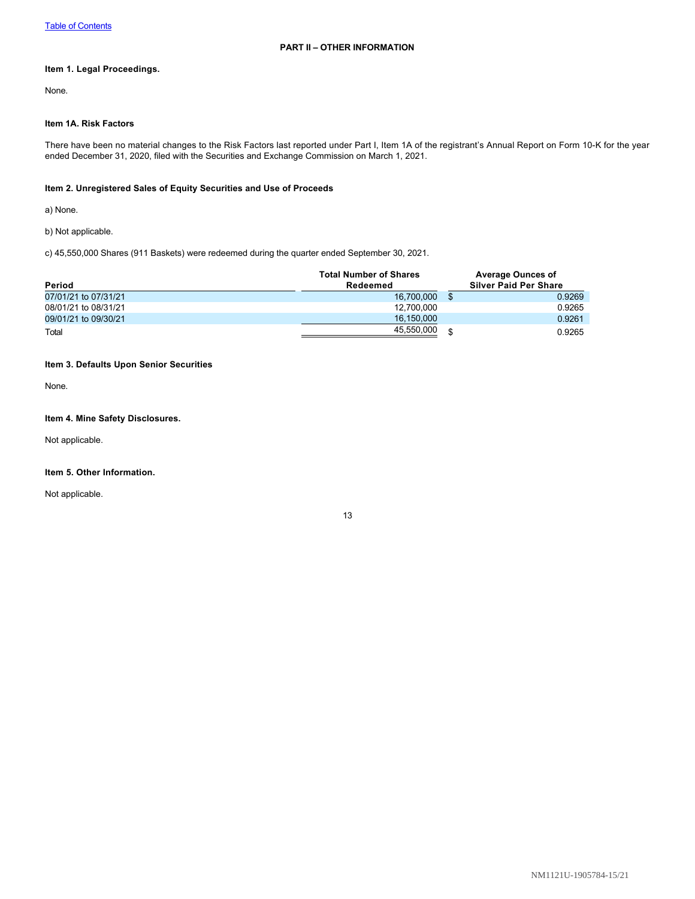[Table of Contents](#)

## PART II – OTHER INFORMATION

### Item 1. Legal Proceedings.

None.

### Item 1A. Risk Factors

There have been no material changes to the Risk Factors last reported under Part I, Item 1A of the registrant's Annual Report on Form 10-K for the year ended December 31, 2020, filed with the Securities and Exchange Commission on March 1, 2021.

### Item 2. Unregistered Sales of Equity Securities and Use of Proceeds

a) None.

b) Not applicable.

c) 45,550,000 Shares (911 Baskets) were redeemed during the quarter ended September 30, 2021.

| Period | Total Number of Shares Redeemed | Average Ounces of Silver Paid Per Share |
|---|---|---|
| 07/01/21 to 07/31/21 | 16,700,000 | $ 0.9269 |
| 08/01/21 to 08/31/21 | 12,700,000 | 0.9265 |
| 09/01/21 to 09/30/21 | 16,150,000 | 0.9261 |
| Total | 45,550,000 | $ 0.9265 |

### Item 3. Defaults Upon Senior Securities

None.

### Item 4. Mine Safety Disclosures.

Not applicable.

### Item 5. Other Information.

Not applicable.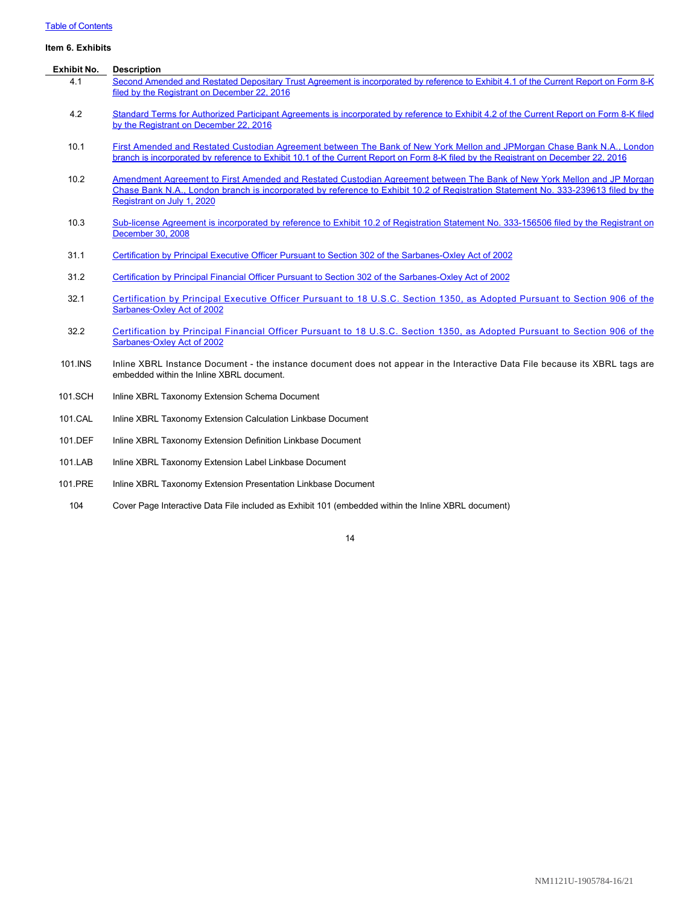Table of Contents

**Item 6. Exhibits**

| Exhibit No. | Description |
| --- | --- |
| 4.1 | Second Amended and Restated Depositary Trust Agreement is incorporated by reference to Exhibit 4.1 of the Current Report on Form 8-K filed by the Registrant on December 22, 2016 |
| 4.2 | Standard Terms for Authorized Participant Agreements is incorporated by reference to Exhibit 4.2 of the Current Report on Form 8-K filed by the Registrant on December 22, 2016 |
| 10.1 | First Amended and Restated Custodian Agreement between The Bank of New York Mellon and JPMorgan Chase Bank N.A., London branch is incorporated by reference to Exhibit 10.1 of the Current Report on Form 8-K filed by the Registrant on December 22, 2016 |
| 10.2 | Amendment Agreement to First Amended and Restated Custodian Agreement between The Bank of New York Mellon and JP Morgan Chase Bank N.A., London branch is incorporated by reference to Exhibit 10.2 of Registration Statement No. 333-239613 filed by the Registrant on July 1, 2020 |
| 10.3 | Sub-license Agreement is incorporated by reference to Exhibit 10.2 of Registration Statement No. 333-156506 filed by the Registrant on December 30, 2008 |
| 31.1 | Certification by Principal Executive Officer Pursuant to Section 302 of the Sarbanes-Oxley Act of 2002 |
| 31.2 | Certification by Principal Financial Officer Pursuant to Section 302 of the Sarbanes-Oxley Act of 2002 |
| 32.1 | Certification by Principal Executive Officer Pursuant to 18 U.S.C. Section 1350, as Adopted Pursuant to Section 906 of the Sarbanes-Oxley Act of 2002 |
| 32.2 | Certification by Principal Financial Officer Pursuant to 18 U.S.C. Section 1350, as Adopted Pursuant to Section 906 of the Sarbanes-Oxley Act of 2002 |
| 101.INS | Inline XBRL Instance Document - the instance document does not appear in the Interactive Data File because its XBRL tags are embedded within the Inline XBRL document. |
| 101.SCH | Inline XBRL Taxonomy Extension Schema Document |
| 101.CAL | Inline XBRL Taxonomy Extension Calculation Linkbase Document |
| 101.DEF | Inline XBRL Taxonomy Extension Definition Linkbase Document |
| 101.LAB | Inline XBRL Taxonomy Extension Label Linkbase Document |
| 101.PRE | Inline XBRL Taxonomy Extension Presentation Linkbase Document |
| 104 | Cover Page Interactive Data File included as Exhibit 101 (embedded within the Inline XBRL document) |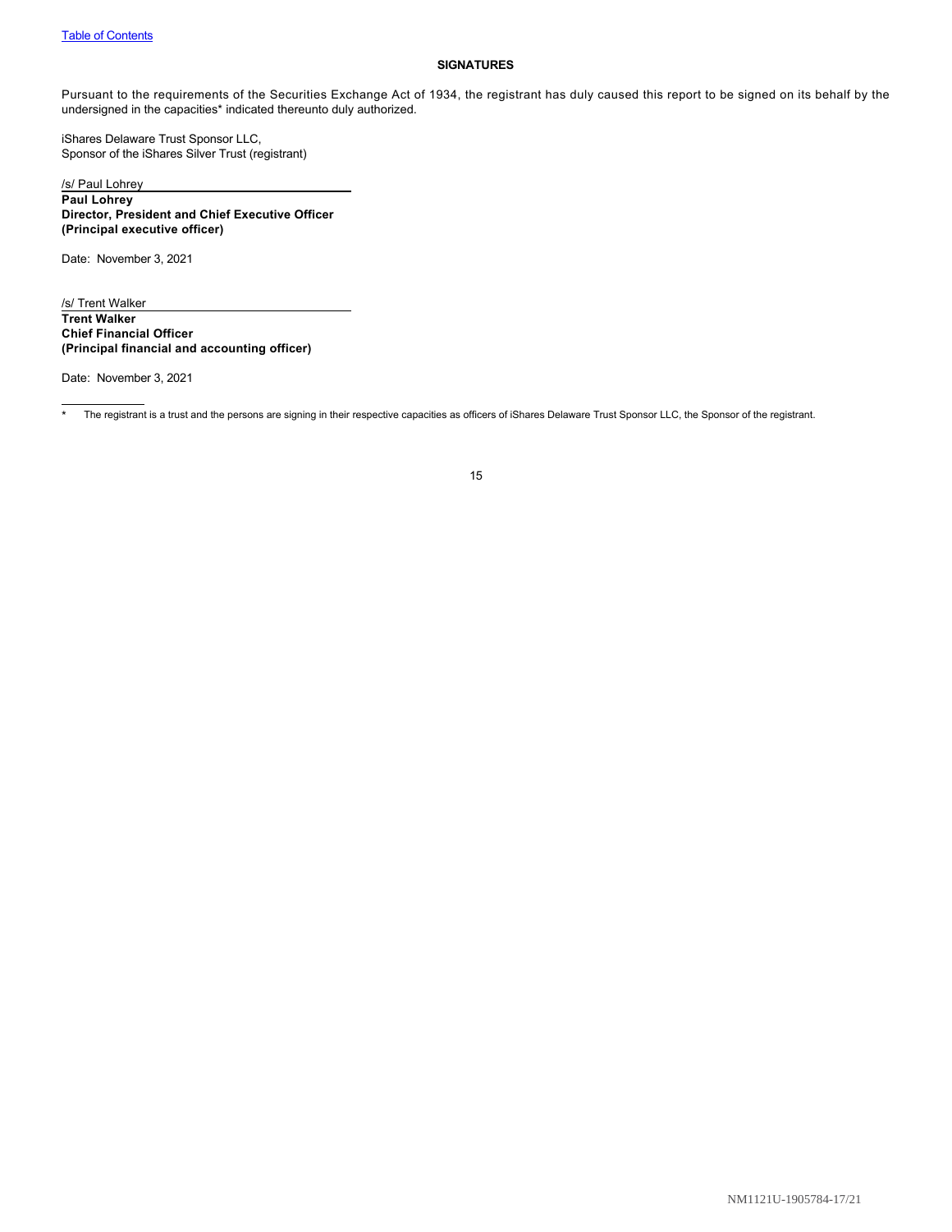## SIGNATURES

Pursuant to the requirements of the Securities Exchange Act of 1934, the registrant has duly caused this report to be signed on its behalf by the undersigned in the capacities* indicated thereunto duly authorized.

iShares Delaware Trust Sponsor LLC,
Sponsor of the iShares Silver Trust (registrant)

/s/ Paul Lohrey
**Paul Lohrey**
**Director, President and Chief Executive Officer**
**(Principal executive officer)**

Date: November 3, 2021

/s/ Trent Walker
**Trent Walker**
**Chief Financial Officer**
**(Principal financial and accounting officer)**

Date: November 3, 2021

---

* The registrant is a trust and the persons are signing in their respective capacities as officers of iShares Delaware Trust Sponsor LLC, the Sponsor of the registrant.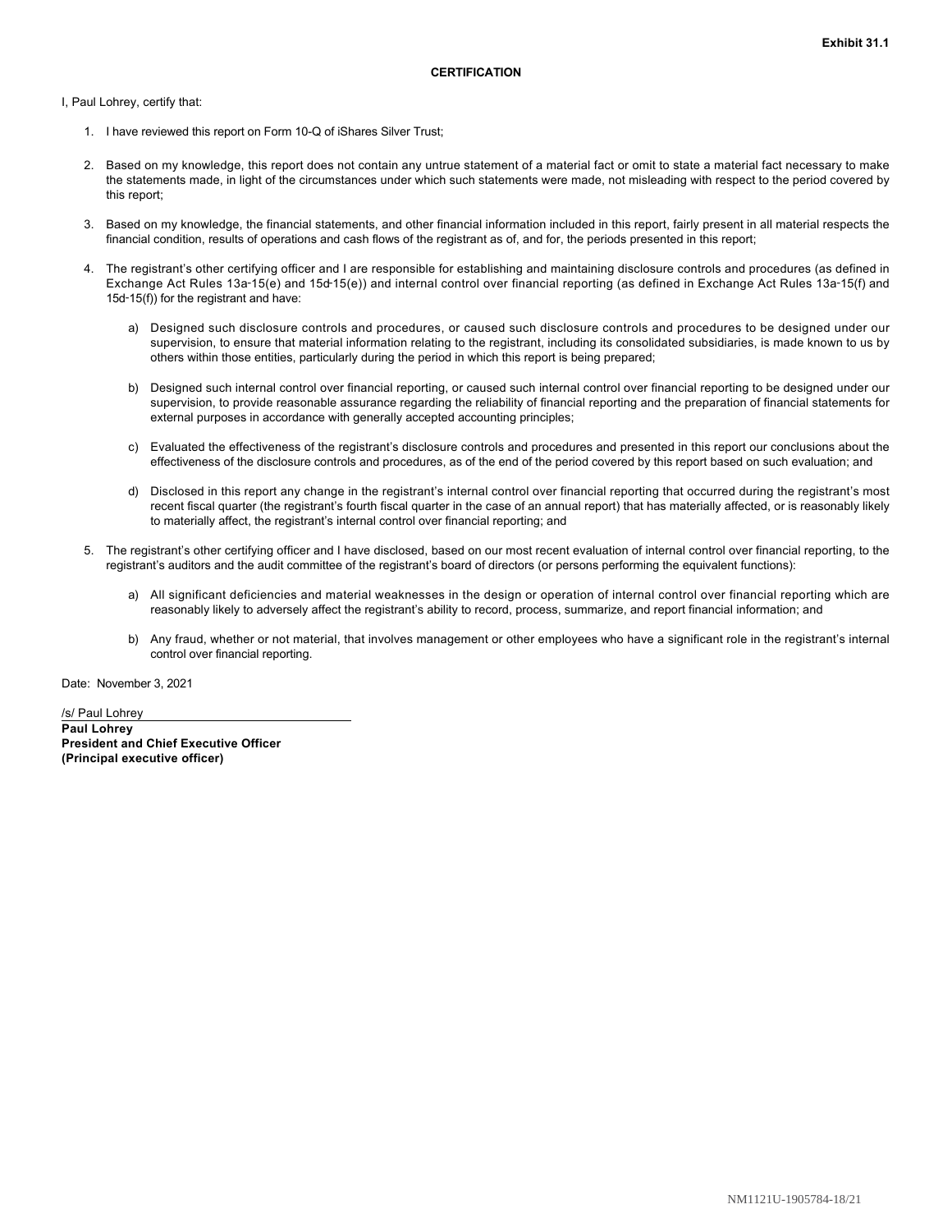**Exhibit 31.1**

**CERTIFICATION**

I, Paul Lohrey, certify that:

1. I have reviewed this report on Form 10-Q of iShares Silver Trust;

2. Based on my knowledge, this report does not contain any untrue statement of a material fact or omit to state a material fact necessary to make the statements made, in light of the circumstances under which such statements were made, not misleading with respect to the period covered by this report;

3. Based on my knowledge, the financial statements, and other financial information included in this report, fairly present in all material respects the financial condition, results of operations and cash flows of the registrant as of, and for, the periods presented in this report;

4. The registrant's other certifying officer and I are responsible for establishing and maintaining disclosure controls and procedures (as defined in Exchange Act Rules 13a-15(e) and 15d-15(e)) and internal control over financial reporting (as defined in Exchange Act Rules 13a-15(f) and 15d-15(f)) for the registrant and have:

   a) Designed such disclosure controls and procedures, or caused such disclosure controls and procedures to be designed under our supervision, to ensure that material information relating to the registrant, including its consolidated subsidiaries, is made known to us by others within those entities, particularly during the period in which this report is being prepared;

   b) Designed such internal control over financial reporting, or caused such internal control over financial reporting to be designed under our supervision, to provide reasonable assurance regarding the reliability of financial reporting and the preparation of financial statements for external purposes in accordance with generally accepted accounting principles;

   c) Evaluated the effectiveness of the registrant's disclosure controls and procedures and presented in this report our conclusions about the effectiveness of the disclosure controls and procedures, as of the end of the period covered by this report based on such evaluation; and

   d) Disclosed in this report any change in the registrant's internal control over financial reporting that occurred during the registrant's most recent fiscal quarter (the registrant's fourth fiscal quarter in the case of an annual report) that has materially affected, or is reasonably likely to materially affect, the registrant's internal control over financial reporting; and

5. The registrant's other certifying officer and I have disclosed, based on our most recent evaluation of internal control over financial reporting, to the registrant's auditors and the audit committee of the registrant's board of directors (or persons performing the equivalent functions):

   a) All significant deficiencies and material weaknesses in the design or operation of internal control over financial reporting which are reasonably likely to adversely affect the registrant's ability to record, process, summarize, and report financial information; and

   b) Any fraud, whether or not material, that involves management or other employees who have a significant role in the registrant's internal control over financial reporting.

Date: November 3, 2021

/s/ Paul Lohrey
**Paul Lohrey**
**President and Chief Executive Officer**
**(Principal executive officer)**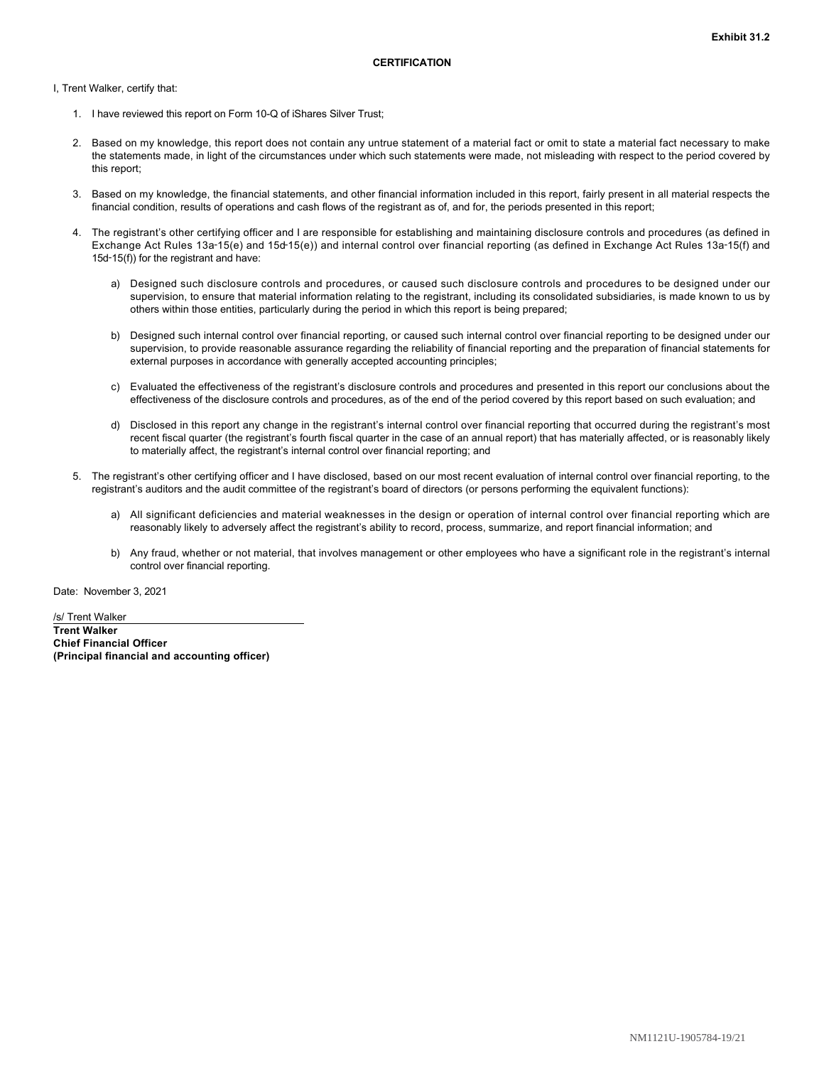**Exhibit 31.2**

**CERTIFICATION**

I, Trent Walker, certify that:

1. I have reviewed this report on Form 10-Q of iShares Silver Trust;

2. Based on my knowledge, this report does not contain any untrue statement of a material fact or omit to state a material fact necessary to make the statements made, in light of the circumstances under which such statements were made, not misleading with respect to the period covered by this report;

3. Based on my knowledge, the financial statements, and other financial information included in this report, fairly present in all material respects the financial condition, results of operations and cash flows of the registrant as of, and for, the periods presented in this report;

4. The registrant's other certifying officer and I are responsible for establishing and maintaining disclosure controls and procedures (as defined in Exchange Act Rules 13a-15(e) and 15d-15(e)) and internal control over financial reporting (as defined in Exchange Act Rules 13a-15(f) and 15d-15(f)) for the registrant and have:

   a) Designed such disclosure controls and procedures, or caused such disclosure controls and procedures to be designed under our supervision, to ensure that material information relating to the registrant, including its consolidated subsidiaries, is made known to us by others within those entities, particularly during the period in which this report is being prepared;

   b) Designed such internal control over financial reporting, or caused such internal control over financial reporting to be designed under our supervision, to provide reasonable assurance regarding the reliability of financial reporting and the preparation of financial statements for external purposes in accordance with generally accepted accounting principles;

   c) Evaluated the effectiveness of the registrant's disclosure controls and procedures and presented in this report our conclusions about the effectiveness of the disclosure controls and procedures, as of the end of the period covered by this report based on such evaluation; and

   d) Disclosed in this report any change in the registrant's internal control over financial reporting that occurred during the registrant's most recent fiscal quarter (the registrant's fourth fiscal quarter in the case of an annual report) that has materially affected, or is reasonably likely to materially affect, the registrant's internal control over financial reporting; and

5. The registrant's other certifying officer and I have disclosed, based on our most recent evaluation of internal control over financial reporting, to the registrant's auditors and the audit committee of the registrant's board of directors (or persons performing the equivalent functions):

   a) All significant deficiencies and material weaknesses in the design or operation of internal control over financial reporting which are reasonably likely to adversely affect the registrant's ability to record, process, summarize, and report financial information; and

   b) Any fraud, whether or not material, that involves management or other employees who have a significant role in the registrant's internal control over financial reporting.

Date: November 3, 2021

/s/ Trent Walker

**Trent Walker**
**Chief Financial Officer**
**(Principal financial and accounting officer)**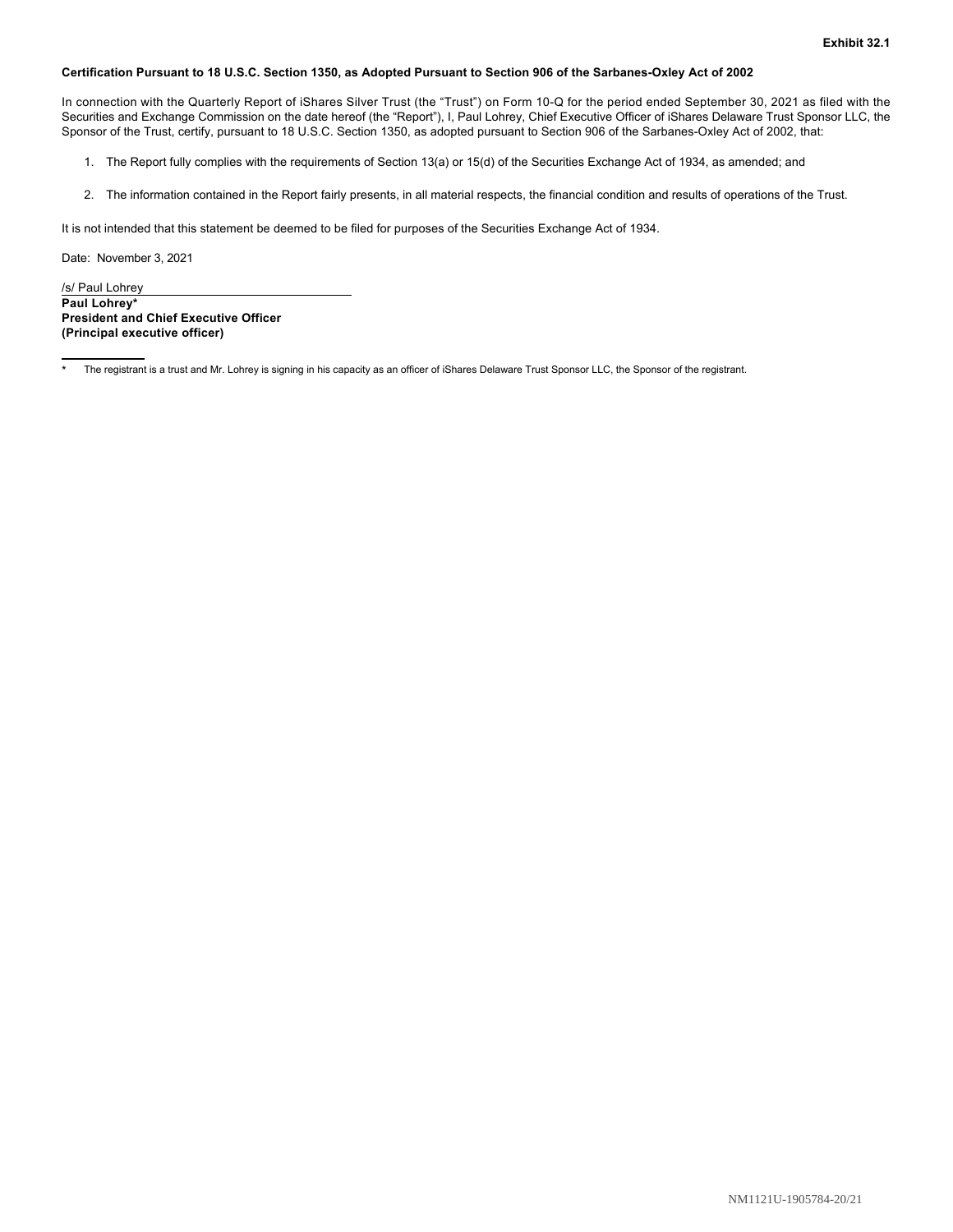**Exhibit 32.1**

**Certification Pursuant to 18 U.S.C. Section 1350, as Adopted Pursuant to Section 906 of the Sarbanes-Oxley Act of 2002**

In connection with the Quarterly Report of iShares Silver Trust (the "Trust") on Form 10-Q for the period ended September 30, 2021 as filed with the Securities and Exchange Commission on the date hereof (the "Report"), I, Paul Lohrey, Chief Executive Officer of iShares Delaware Trust Sponsor LLC, the Sponsor of the Trust, certify, pursuant to 18 U.S.C. Section 1350, as adopted pursuant to Section 906 of the Sarbanes-Oxley Act of 2002, that:

1. The Report fully complies with the requirements of Section 13(a) or 15(d) of the Securities Exchange Act of 1934, as amended; and
2. The information contained in the Report fairly presents, in all material respects, the financial condition and results of operations of the Trust.

It is not intended that this statement be deemed to be filed for purposes of the Securities Exchange Act of 1934.

Date: November 3, 2021

/s/ Paul Lohrey
**Paul Lohrey***
**President and Chief Executive Officer**
**(Principal executive officer)**

\* The registrant is a trust and Mr. Lohrey is signing in his capacity as an officer of iShares Delaware Trust Sponsor LLC, the Sponsor of the registrant.

NM1121U-1905784-20/21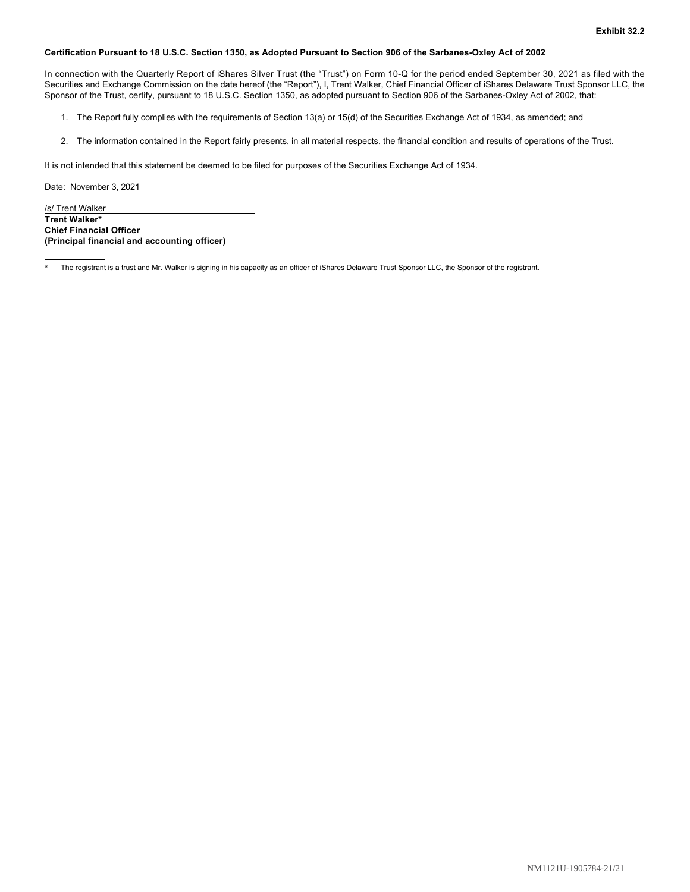**Exhibit 32.2**

**Certification Pursuant to 18 U.S.C. Section 1350, as Adopted Pursuant to Section 906 of the Sarbanes-Oxley Act of 2002**

In connection with the Quarterly Report of iShares Silver Trust (the "Trust") on Form 10-Q for the period ended September 30, 2021 as filed with the Securities and Exchange Commission on the date hereof (the "Report"), I, Trent Walker, Chief Financial Officer of iShares Delaware Trust Sponsor LLC, the Sponsor of the Trust, certify, pursuant to 18 U.S.C. Section 1350, as adopted pursuant to Section 906 of the Sarbanes-Oxley Act of 2002, that:

1. The Report fully complies with the requirements of Section 13(a) or 15(d) of the Securities Exchange Act of 1934, as amended; and

2. The information contained in the Report fairly presents, in all material respects, the financial condition and results of operations of the Trust.

It is not intended that this statement be deemed to be filed for purposes of the Securities Exchange Act of 1934.

Date: November 3, 2021

/s/ Trent Walker

**Trent Walker***
**Chief Financial Officer**
**(Principal financial and accounting officer)**

\* The registrant is a trust and Mr. Walker is signing in his capacity as an officer of iShares Delaware Trust Sponsor LLC, the Sponsor of the registrant.